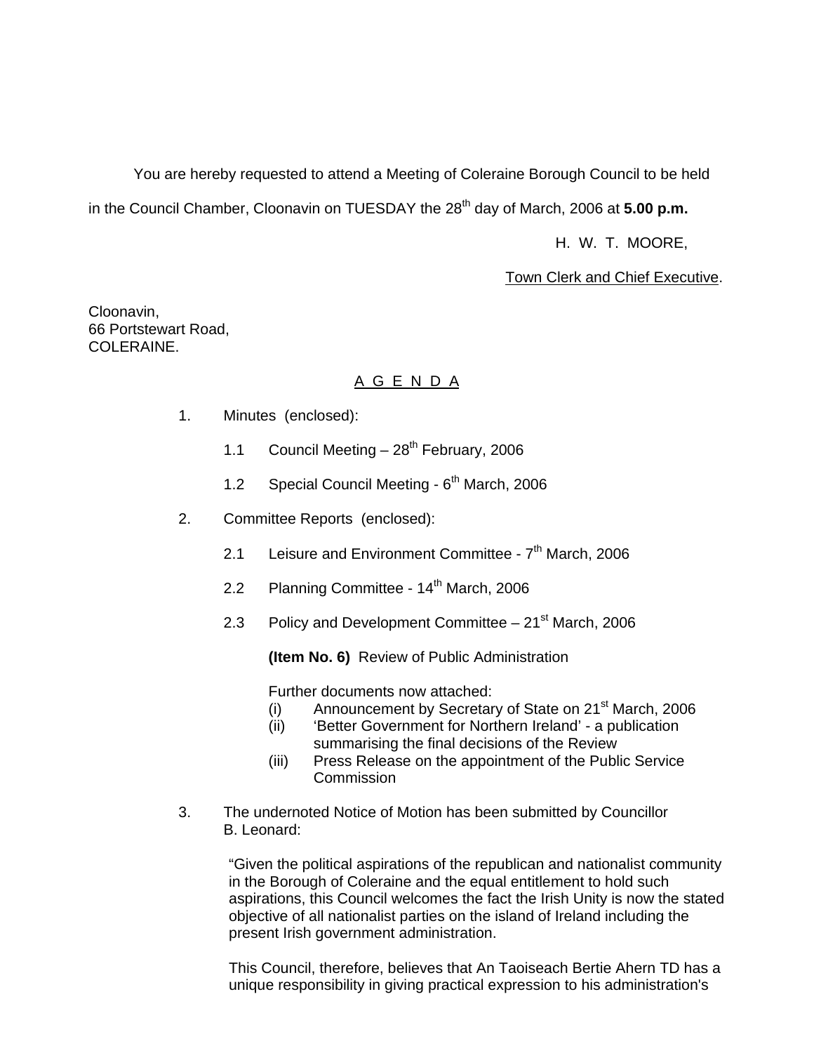You are hereby requested to attend a Meeting of Coleraine Borough Council to be held in the Council Chamber, Cloonavin on TUESDAY the 28th day of March, 2006 at **5.00 p.m.**

H. W. T. MOORE,

Town Clerk and Chief Executive.

Cloonavin,
66 Portstewart Road,
COLERAINE.

## A G E N D A

1. Minutes (enclosed):

   1.1 Council Meeting – 28th February, 2006

   1.2 Special Council Meeting - 6th March, 2006

2. Committee Reports (enclosed):

   2.1 Leisure and Environment Committee - 7th March, 2006

   2.2 Planning Committee - 14th March, 2006

   2.3 Policy and Development Committee – 21st March, 2006

   **(Item No. 6)** Review of Public Administration

   Further documents now attached:
   (i) Announcement by Secretary of State on 21st March, 2006
   (ii) 'Better Government for Northern Ireland' - a publication summarising the final decisions of the Review
   (iii) Press Release on the appointment of the Public Service Commission

3. The undernoted Notice of Motion has been submitted by Councillor B. Leonard:

   "Given the political aspirations of the republican and nationalist community in the Borough of Coleraine and the equal entitlement to hold such aspirations, this Council welcomes the fact the Irish Unity is now the stated objective of all nationalist parties on the island of Ireland including the present Irish government administration.

   This Council, therefore, believes that An Taoiseach Bertie Ahern TD has a unique responsibility in giving practical expression to his administration's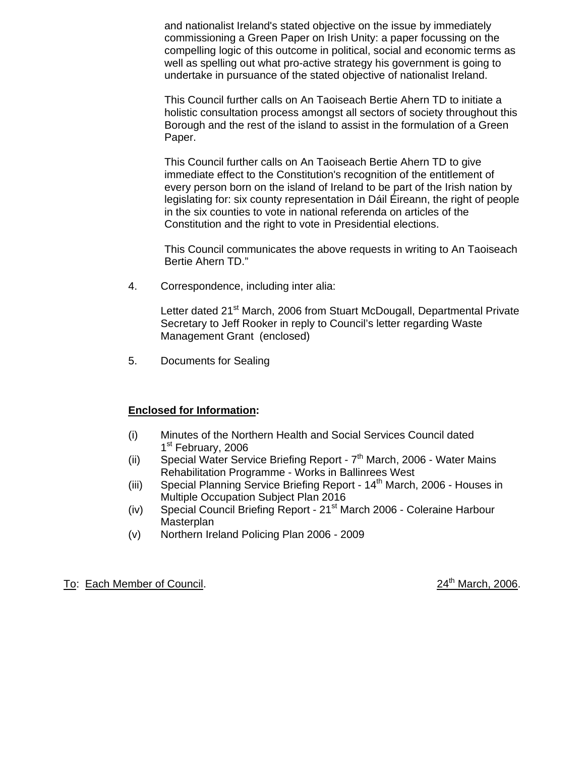and nationalist Ireland's stated objective on the issue by immediately commissioning a Green Paper on Irish Unity: a paper focussing on the compelling logic of this outcome in political, social and economic terms as well as spelling out what pro-active strategy his government is going to undertake in pursuance of the stated objective of nationalist Ireland.

This Council further calls on An Taoiseach Bertie Ahern TD to initiate a holistic consultation process amongst all sectors of society throughout this Borough and the rest of the island to assist in the formulation of a Green Paper.

This Council further calls on An Taoiseach Bertie Ahern TD to give immediate effect to the Constitution's recognition of the entitlement of every person born on the island of Ireland to be part of the Irish nation by legislating for: six county representation in Dáil Éireann, the right of people in the six counties to vote in national referenda on articles of the Constitution and the right to vote in Presidential elections.

This Council communicates the above requests in writing to An Taoiseach Bertie Ahern TD."

4. Correspondence, including inter alia:

   Letter dated 21st March, 2006 from Stuart McDougall, Departmental Private Secretary to Jeff Rooker in reply to Council's letter regarding Waste Management Grant (enclosed)

5. Documents for Sealing

**Enclosed for Information:**

(i) Minutes of the Northern Health and Social Services Council dated 1st February, 2006
(ii) Special Water Service Briefing Report - 7th March, 2006 - Water Mains Rehabilitation Programme - Works in Ballinrees West
(iii) Special Planning Service Briefing Report - 14th March, 2006 - Houses in Multiple Occupation Subject Plan 2016
(iv) Special Council Briefing Report - 21st March 2006 - Coleraine Harbour Masterplan
(v) Northern Ireland Policing Plan 2006 - 2009

To: Each Member of Council. 24th March, 2006.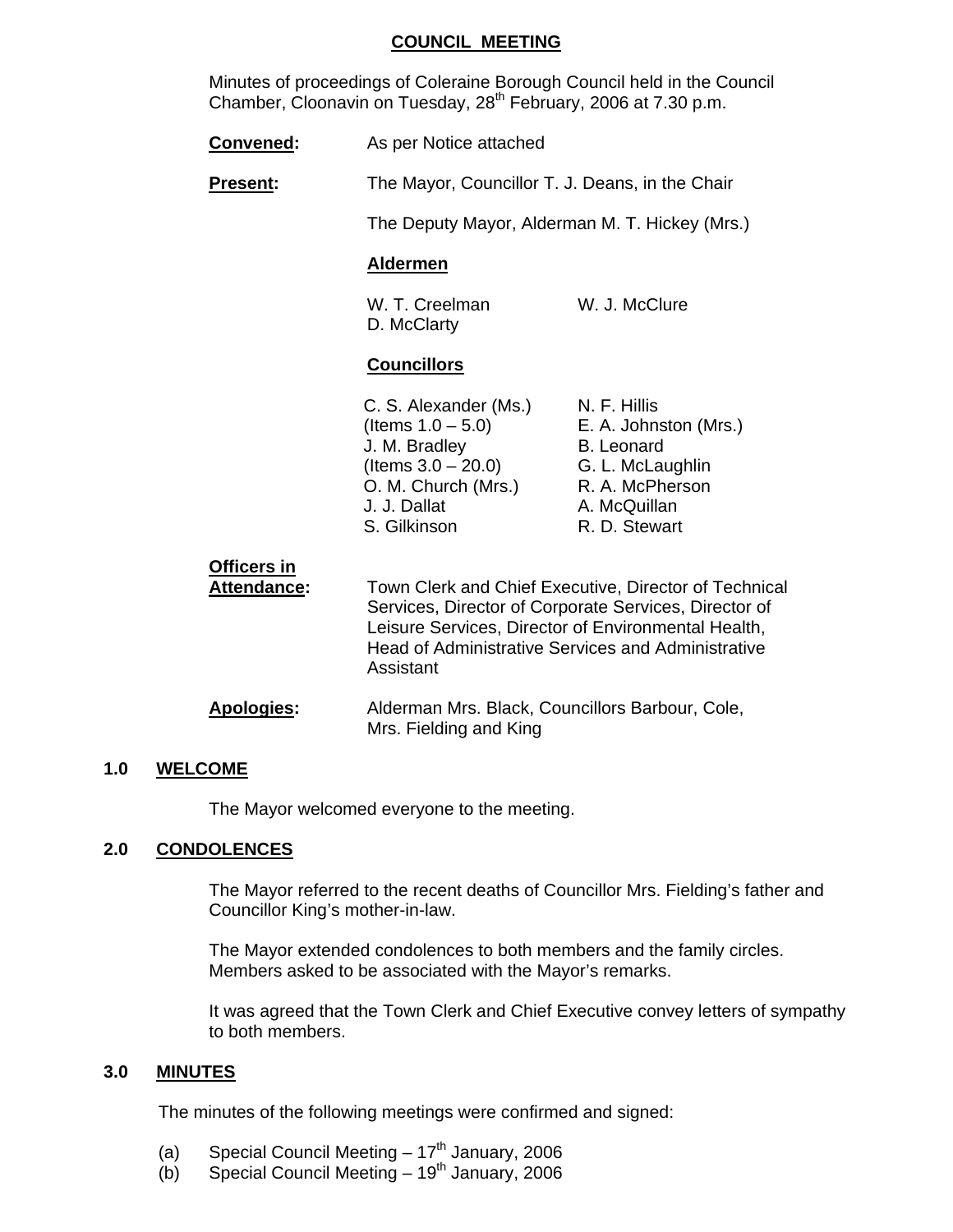## COUNCIL MEETING

Minutes of proceedings of Coleraine Borough Council held in the Council Chamber, Cloonavin on Tuesday, 28th February, 2006 at 7.30 p.m.

**Convened:** As per Notice attached

**Present:** The Mayor, Councillor T. J. Deans, in the Chair

The Deputy Mayor, Alderman M. T. Hickey (Mrs.)

**Aldermen**

W. T. Creelman
W. J. McClure
D. McClarty

**Councillors**

C. S. Alexander (Ms.) (Items 1.0 – 5.0)
J. M. Bradley (Items 3.0 – 20.0)
O. M. Church (Mrs.)
J. J. Dallat
S. Gilkinson
N. F. Hillis
E. A. Johnston (Mrs.)
B. Leonard
G. L. McLaughlin
R. A. McPherson
A. McQuillan
R. D. Stewart

**Officers in Attendance:** Town Clerk and Chief Executive, Director of Technical Services, Director of Corporate Services, Director of Leisure Services, Director of Environmental Health, Head of Administrative Services and Administrative Assistant

**Apologies:** Alderman Mrs. Black, Councillors Barbour, Cole, Mrs. Fielding and King

### 1.0 WELCOME

The Mayor welcomed everyone to the meeting.

### 2.0 CONDOLENCES

The Mayor referred to the recent deaths of Councillor Mrs. Fielding's father and Councillor King's mother-in-law.

The Mayor extended condolences to both members and the family circles. Members asked to be associated with the Mayor's remarks.

It was agreed that the Town Clerk and Chief Executive convey letters of sympathy to both members.

### 3.0 MINUTES

The minutes of the following meetings were confirmed and signed:

(a) Special Council Meeting – 17th January, 2006
(b) Special Council Meeting – 19th January, 2006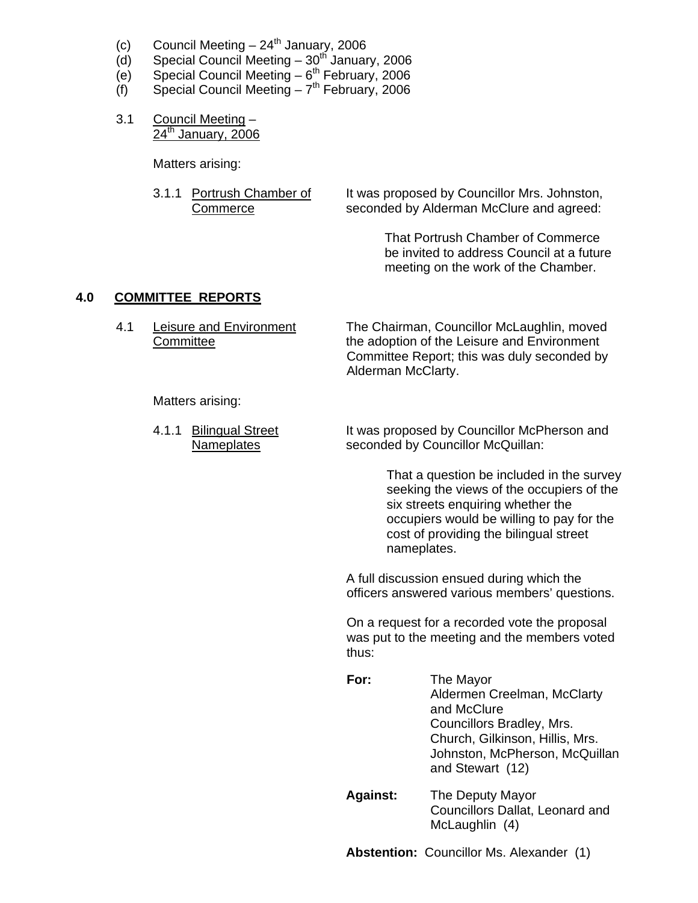(c) Council Meeting – 24th January, 2006
(d) Special Council Meeting – 30th January, 2006
(e) Special Council Meeting – 6th February, 2006
(f) Special Council Meeting – 7th February, 2006

3.1 Council Meeting – 24th January, 2006

Matters arising:

3.1.1 Portrush Chamber of Commerce

It was proposed by Councillor Mrs. Johnston, seconded by Alderman McClure and agreed:

> That Portrush Chamber of Commerce be invited to address Council at a future meeting on the work of the Chamber.

## 4.0 COMMITTEE REPORTS

4.1 Leisure and Environment Committee

The Chairman, Councillor McLaughlin, moved the adoption of the Leisure and Environment Committee Report; this was duly seconded by Alderman McClarty.

Matters arising:

4.1.1 Bilingual Street Nameplates

It was proposed by Councillor McPherson and seconded by Councillor McQuillan:

> That a question be included in the survey seeking the views of the occupiers of the six streets enquiring whether the occupiers would be willing to pay for the cost of providing the bilingual street nameplates.

A full discussion ensued during which the officers answered various members' questions.

On a request for a recorded vote the proposal was put to the meeting and the members voted thus:

**For:** The Mayor
Aldermen Creelman, McClarty and McClure
Councillors Bradley, Mrs. Church, Gilkinson, Hillis, Mrs. Johnston, McPherson, McQuillan and Stewart (12)

**Against:** The Deputy Mayor
Councillors Dallat, Leonard and McLaughlin (4)

**Abstention:** Councillor Ms. Alexander (1)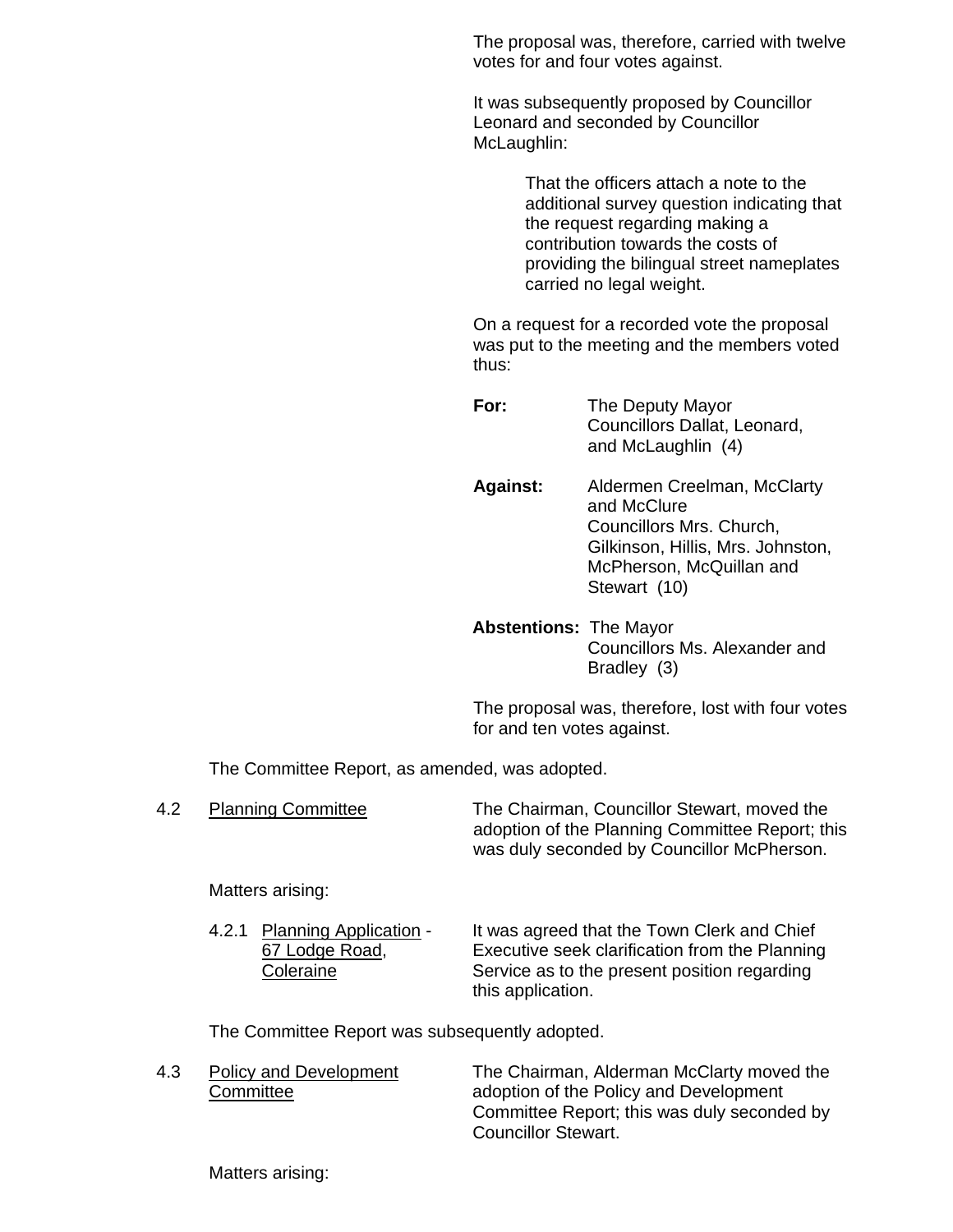The proposal was, therefore, carried with twelve votes for and four votes against.

It was subsequently proposed by Councillor Leonard and seconded by Councillor McLaughlin:

> That the officers attach a note to the additional survey question indicating that the request regarding making a contribution towards the costs of providing the bilingual street nameplates carried no legal weight.

On a request for a recorded vote the proposal was put to the meeting and the members voted thus:

**For:** The Deputy Mayor
Councillors Dallat, Leonard, and McLaughlin (4)

**Against:** Aldermen Creelman, McClarty and McClure
Councillors Mrs. Church, Gilkinson, Hillis, Mrs. Johnston, McPherson, McQuillan and Stewart (10)

**Abstentions:** The Mayor
Councillors Ms. Alexander and Bradley (3)

The proposal was, therefore, lost with four votes for and ten votes against.

The Committee Report, as amended, was adopted.

4.2 Planning Committee

The Chairman, Councillor Stewart, moved the adoption of the Planning Committee Report; this was duly seconded by Councillor McPherson.

Matters arising:

4.2.1 Planning Application - 67 Lodge Road, Coleraine

It was agreed that the Town Clerk and Chief Executive seek clarification from the Planning Service as to the present position regarding this application.

The Committee Report was subsequently adopted.

4.3 Policy and Development Committee

The Chairman, Alderman McClarty moved the adoption of the Policy and Development Committee Report; this was duly seconded by Councillor Stewart.

Matters arising: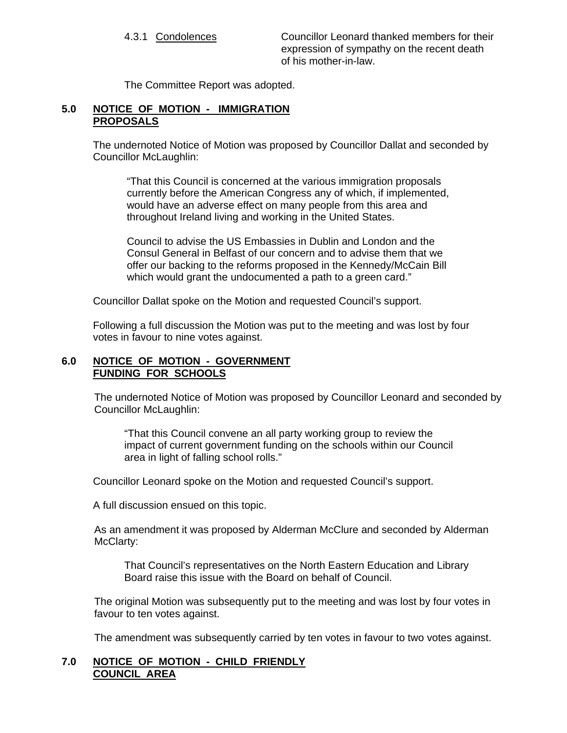4.3.1 Condolences — Councillor Leonard thanked members for their expression of sympathy on the recent death of his mother-in-law.

The Committee Report was adopted.

## 5.0 NOTICE OF MOTION - IMMIGRATION PROPOSALS

The undernoted Notice of Motion was proposed by Councillor Dallat and seconded by Councillor McLaughlin:

> "That this Council is concerned at the various immigration proposals currently before the American Congress any of which, if implemented, would have an adverse effect on many people from this area and throughout Ireland living and working in the United States.
>
> Council to advise the US Embassies in Dublin and London and the Consul General in Belfast of our concern and to advise them that we offer our backing to the reforms proposed in the Kennedy/McCain Bill which would grant the undocumented a path to a green card."

Councillor Dallat spoke on the Motion and requested Council's support.

Following a full discussion the Motion was put to the meeting and was lost by four votes in favour to nine votes against.

## 6.0 NOTICE OF MOTION - GOVERNMENT FUNDING FOR SCHOOLS

The undernoted Notice of Motion was proposed by Councillor Leonard and seconded by Councillor McLaughlin:

> "That this Council convene an all party working group to review the impact of current government funding on the schools within our Council area in light of falling school rolls."

Councillor Leonard spoke on the Motion and requested Council's support.

A full discussion ensued on this topic.

As an amendment it was proposed by Alderman McClure and seconded by Alderman McClarty:

> That Council's representatives on the North Eastern Education and Library Board raise this issue with the Board on behalf of Council.

The original Motion was subsequently put to the meeting and was lost by four votes in favour to ten votes against.

The amendment was subsequently carried by ten votes in favour to two votes against.

## 7.0 NOTICE OF MOTION - CHILD FRIENDLY COUNCIL AREA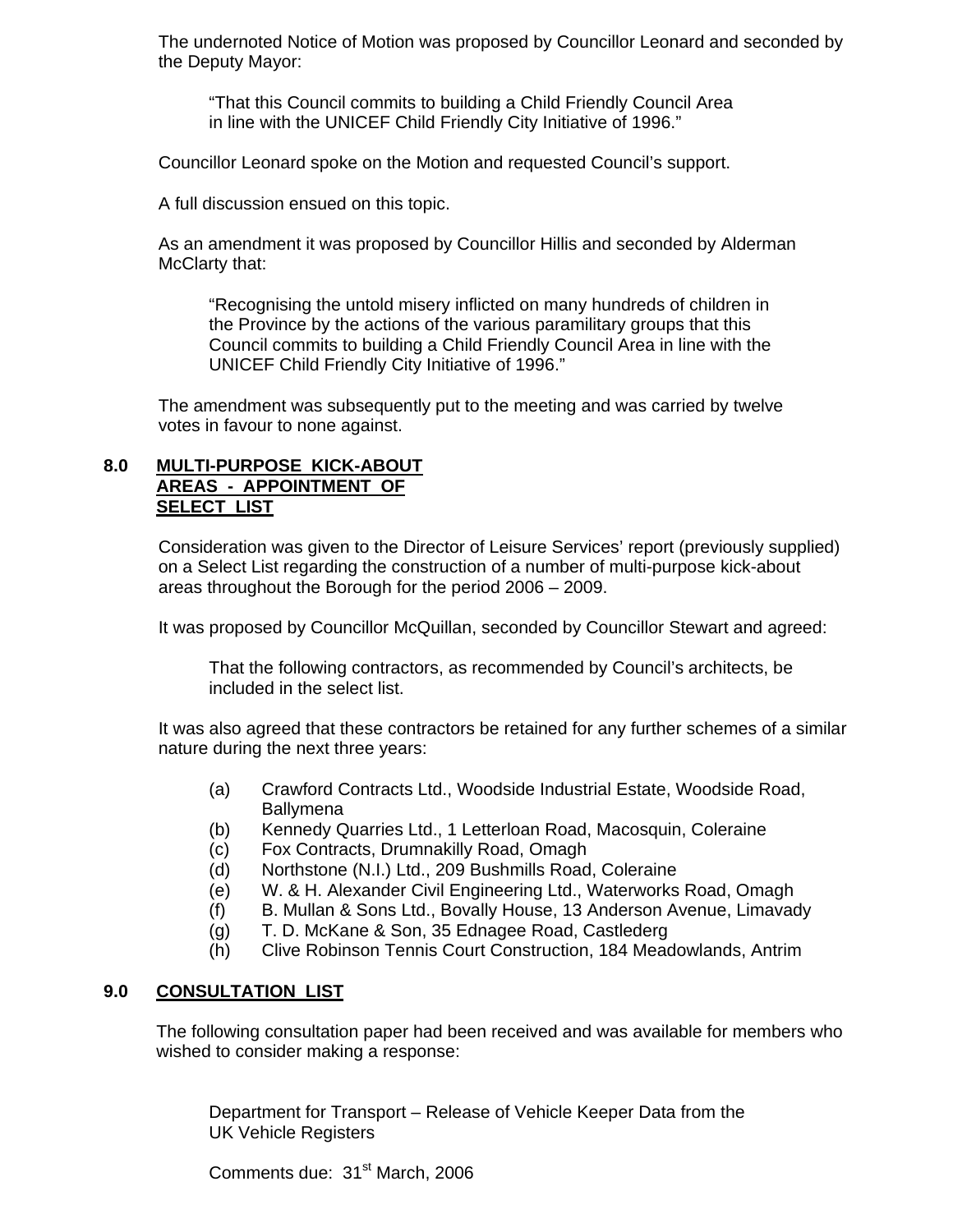The undernoted Notice of Motion was proposed by Councillor Leonard and seconded by the Deputy Mayor:

> "That this Council commits to building a Child Friendly Council Area in line with the UNICEF Child Friendly City Initiative of 1996."

Councillor Leonard spoke on the Motion and requested Council's support.

A full discussion ensued on this topic.

As an amendment it was proposed by Councillor Hillis and seconded by Alderman McClarty that:

> "Recognising the untold misery inflicted on many hundreds of children in the Province by the actions of the various paramilitary groups that this Council commits to building a Child Friendly Council Area in line with the UNICEF Child Friendly City Initiative of 1996."

The amendment was subsequently put to the meeting and was carried by twelve votes in favour to none against.

## 8.0 MULTI-PURPOSE KICK-ABOUT AREAS - APPOINTMENT OF SELECT LIST

Consideration was given to the Director of Leisure Services' report (previously supplied) on a Select List regarding the construction of a number of multi-purpose kick-about areas throughout the Borough for the period 2006 – 2009.

It was proposed by Councillor McQuillan, seconded by Councillor Stewart and agreed:

> That the following contractors, as recommended by Council's architects, be included in the select list.

It was also agreed that these contractors be retained for any further schemes of a similar nature during the next three years:

(a) Crawford Contracts Ltd., Woodside Industrial Estate, Woodside Road, Ballymena
(b) Kennedy Quarries Ltd., 1 Letterloan Road, Macosquin, Coleraine
(c) Fox Contracts, Drumnakilly Road, Omagh
(d) Northstone (N.I.) Ltd., 209 Bushmills Road, Coleraine
(e) W. & H. Alexander Civil Engineering Ltd., Waterworks Road, Omagh
(f) B. Mullan & Sons Ltd., Bovally House, 13 Anderson Avenue, Limavady
(g) T. D. McKane & Son, 35 Ednagee Road, Castlederg
(h) Clive Robinson Tennis Court Construction, 184 Meadowlands, Antrim

## 9.0 CONSULTATION LIST

The following consultation paper had been received and was available for members who wished to consider making a response:

Department for Transport – Release of Vehicle Keeper Data from the UK Vehicle Registers

Comments due: 31st March, 2006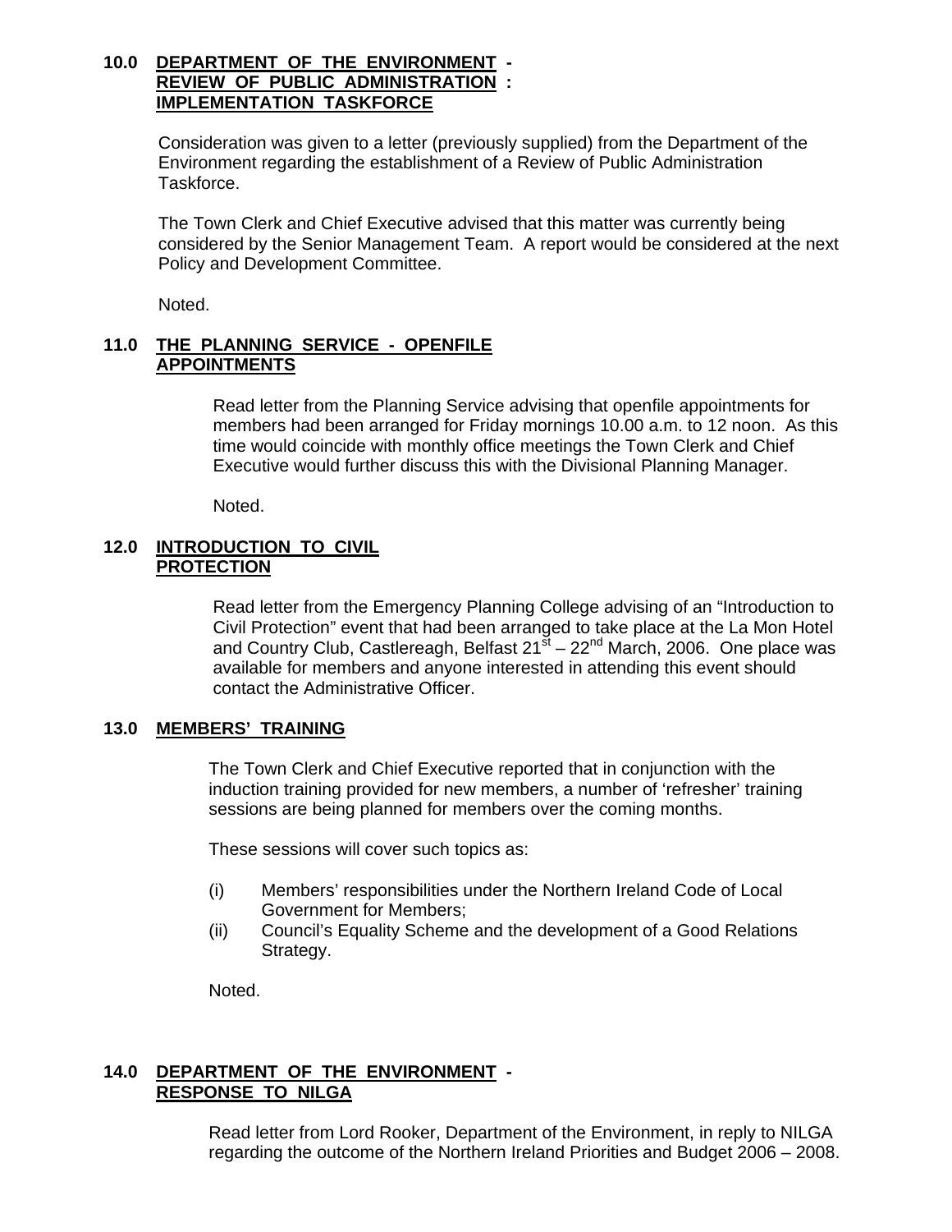**10.0 DEPARTMENT OF THE ENVIRONMENT - REVIEW OF PUBLIC ADMINISTRATION : IMPLEMENTATION TASKFORCE**

Consideration was given to a letter (previously supplied) from the Department of the Environment regarding the establishment of a Review of Public Administration Taskforce.

The Town Clerk and Chief Executive advised that this matter was currently being considered by the Senior Management Team. A report would be considered at the next Policy and Development Committee.

Noted.

**11.0 THE PLANNING SERVICE - OPENFILE APPOINTMENTS**

Read letter from the Planning Service advising that openfile appointments for members had been arranged for Friday mornings 10.00 a.m. to 12 noon. As this time would coincide with monthly office meetings the Town Clerk and Chief Executive would further discuss this with the Divisional Planning Manager.

Noted.

**12.0 INTRODUCTION TO CIVIL PROTECTION**

Read letter from the Emergency Planning College advising of an "Introduction to Civil Protection" event that had been arranged to take place at the La Mon Hotel and Country Club, Castlereagh, Belfast 21st – 22nd March, 2006. One place was available for members and anyone interested in attending this event should contact the Administrative Officer.

**13.0 MEMBERS' TRAINING**

The Town Clerk and Chief Executive reported that in conjunction with the induction training provided for new members, a number of 'refresher' training sessions are being planned for members over the coming months.

These sessions will cover such topics as:

(i) Members' responsibilities under the Northern Ireland Code of Local Government for Members;
(ii) Council's Equality Scheme and the development of a Good Relations Strategy.

Noted.

**14.0 DEPARTMENT OF THE ENVIRONMENT - RESPONSE TO NILGA**

Read letter from Lord Rooker, Department of the Environment, in reply to NILGA regarding the outcome of the Northern Ireland Priorities and Budget 2006 – 2008.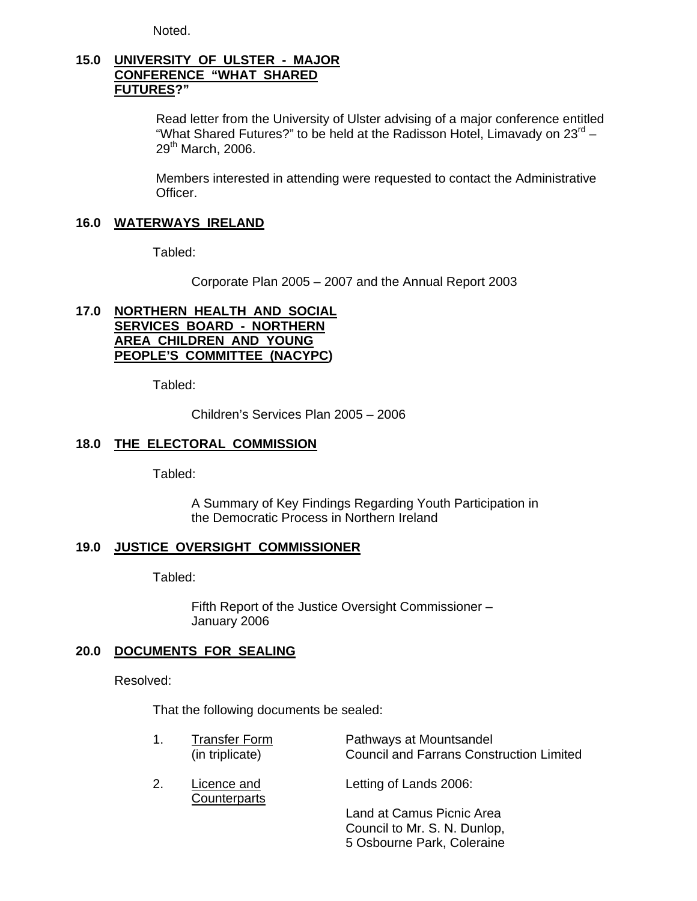Noted.

**15.0 UNIVERSITY OF ULSTER - MAJOR CONFERENCE "WHAT SHARED FUTURES?"**

Read letter from the University of Ulster advising of a major conference entitled "What Shared Futures?" to be held at the Radisson Hotel, Limavady on 23rd – 29th March, 2006.

Members interested in attending were requested to contact the Administrative Officer.

**16.0 WATERWAYS IRELAND**

Tabled:

Corporate Plan 2005 – 2007 and the Annual Report 2003

**17.0 NORTHERN HEALTH AND SOCIAL SERVICES BOARD - NORTHERN AREA CHILDREN AND YOUNG PEOPLE'S COMMITTEE (NACYPC)**

Tabled:

Children's Services Plan 2005 – 2006

**18.0 THE ELECTORAL COMMISSION**

Tabled:

A Summary of Key Findings Regarding Youth Participation in the Democratic Process in Northern Ireland

**19.0 JUSTICE OVERSIGHT COMMISSIONER**

Tabled:

Fifth Report of the Justice Oversight Commissioner – January 2006

**20.0 DOCUMENTS FOR SEALING**

Resolved:

That the following documents be sealed:

| | | |
|---|---|---|
| 1. | Transfer Form (in triplicate) | Pathways at Mountsandel Council and Farrans Construction Limited |
| 2. | Licence and Counterparts | Letting of Lands 2006: <br><br> Land at Camus Picnic Area Council to Mr. S. N. Dunlop, 5 Osbourne Park, Coleraine |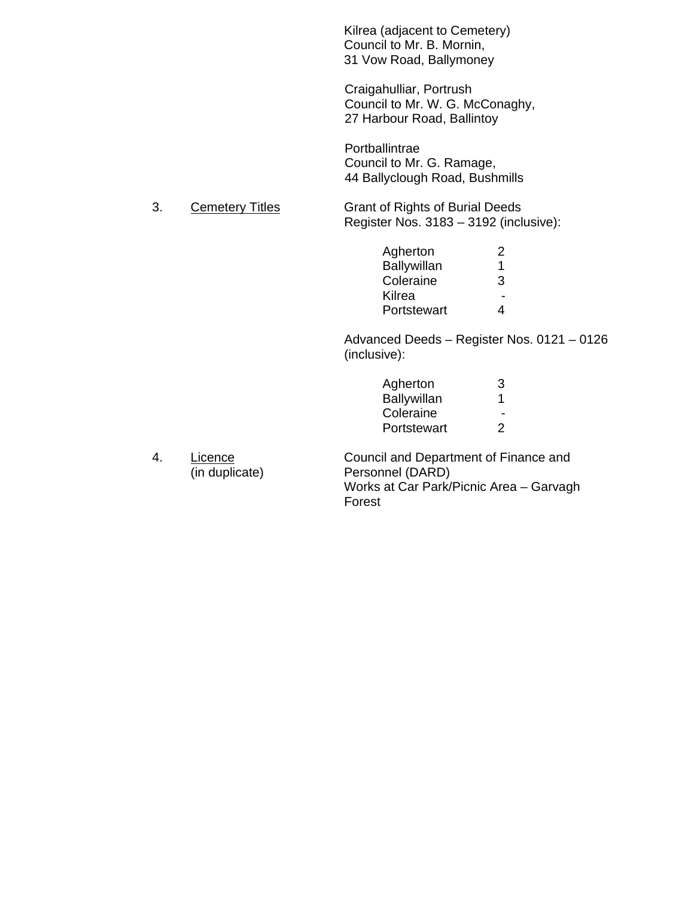Kilrea (adjacent to Cemetery)
Council to Mr. B. Mornin,
31 Vow Road, Ballymoney

Craigahulliar, Portrush
Council to Mr. W. G. McConaghy,
27 Harbour Road, Ballintoy

Portballintrae
Council to Mr. G. Ramage,
44 Ballyclough Road, Bushmills

3. Cemetery Titles

Grant of Rights of Burial Deeds
Register Nos. 3183 – 3192 (inclusive):

| | |
|---|---|
| Agherton | 2 |
| Ballywillan | 1 |
| Coleraine | 3 |
| Kilrea | - |
| Portstewart | 4 |

Advanced Deeds – Register Nos. 0121 – 0126 (inclusive):

| | |
|---|---|
| Agherton | 3 |
| Ballywillan | 1 |
| Coleraine | - |
| Portstewart | 2 |

4. Licence (in duplicate)

Council and Department of Finance and Personnel (DARD)
Works at Car Park/Picnic Area – Garvagh Forest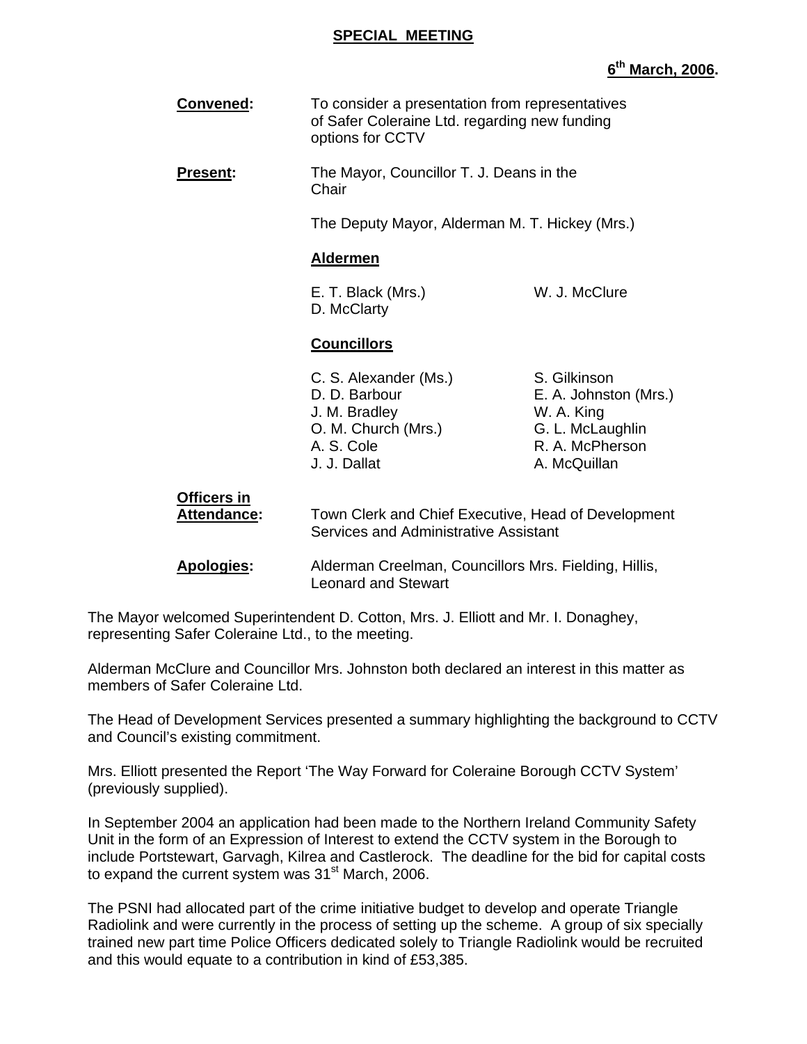## SPECIAL MEETING

**6th March, 2006.**

**Convened:** To consider a presentation from representatives of Safer Coleraine Ltd. regarding new funding options for CCTV

**Present:** The Mayor, Councillor T. J. Deans in the Chair

The Deputy Mayor, Alderman M. T. Hickey (Mrs.)

**Aldermen**

E. T. Black (Mrs.)
W. J. McClure
D. McClarty

**Councillors**

C. S. Alexander (Ms.)
D. D. Barbour
J. M. Bradley
O. M. Church (Mrs.)
A. S. Cole
J. J. Dallat
S. Gilkinson
E. A. Johnston (Mrs.)
W. A. King
G. L. McLaughlin
R. A. McPherson
A. McQuillan

**Officers in Attendance:** Town Clerk and Chief Executive, Head of Development Services and Administrative Assistant

**Apologies:** Alderman Creelman, Councillors Mrs. Fielding, Hillis, Leonard and Stewart

The Mayor welcomed Superintendent D. Cotton, Mrs. J. Elliott and Mr. I. Donaghey, representing Safer Coleraine Ltd., to the meeting.

Alderman McClure and Councillor Mrs. Johnston both declared an interest in this matter as members of Safer Coleraine Ltd.

The Head of Development Services presented a summary highlighting the background to CCTV and Council's existing commitment.

Mrs. Elliott presented the Report 'The Way Forward for Coleraine Borough CCTV System' (previously supplied).

In September 2004 an application had been made to the Northern Ireland Community Safety Unit in the form of an Expression of Interest to extend the CCTV system in the Borough to include Portstewart, Garvagh, Kilrea and Castlerock. The deadline for the bid for capital costs to expand the current system was 31st March, 2006.

The PSNI had allocated part of the crime initiative budget to develop and operate Triangle Radiolink and were currently in the process of setting up the scheme. A group of six specially trained new part time Police Officers dedicated solely to Triangle Radiolink would be recruited and this would equate to a contribution in kind of £53,385.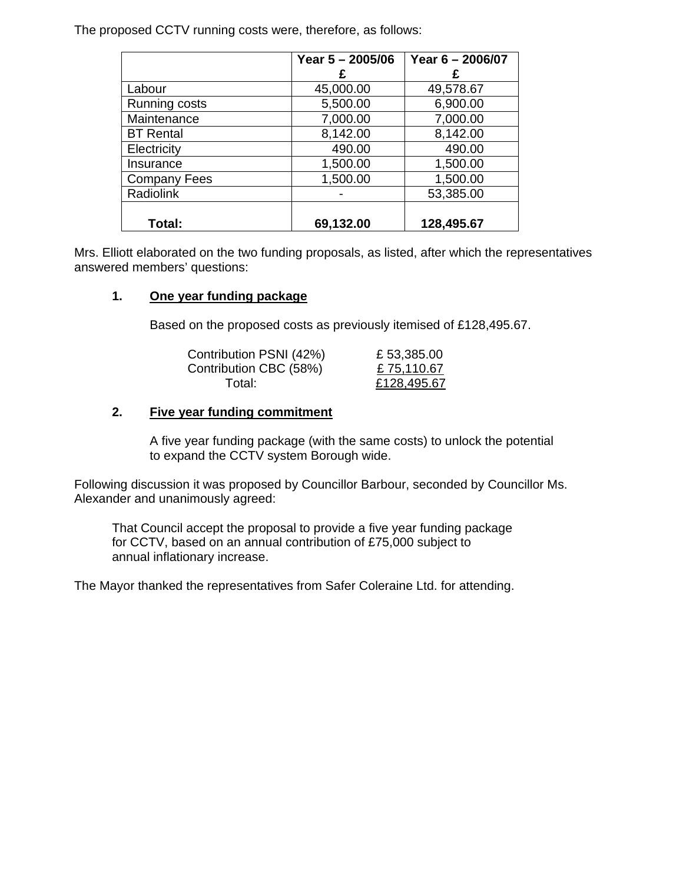The proposed CCTV running costs were, therefore, as follows:

| | Year 5 – 2005/06<br>£ | Year 6 – 2006/07<br>£ |
|---|---|---|
| Labour | 45,000.00 | 49,578.67 |
| Running costs | 5,500.00 | 6,900.00 |
| Maintenance | 7,000.00 | 7,000.00 |
| BT Rental | 8,142.00 | 8,142.00 |
| Electricity | 490.00 | 490.00 |
| Insurance | 1,500.00 | 1,500.00 |
| Company Fees | 1,500.00 | 1,500.00 |
| Radiolink | - | 53,385.00 |
| **Total:** | **69,132.00** | **128,495.67** |

Mrs. Elliott elaborated on the two funding proposals, as listed, after which the representatives answered members' questions:

**1. One year funding package**

Based on the proposed costs as previously itemised of £128,495.67.

| | |
|---|---|
| Contribution PSNI (42%) | £ 53,385.00 |
| Contribution CBC (58%) | £ 75,110.67 |
| Total: | £128,495.67 |

**2. Five year funding commitment**

A five year funding package (with the same costs) to unlock the potential to expand the CCTV system Borough wide.

Following discussion it was proposed by Councillor Barbour, seconded by Councillor Ms. Alexander and unanimously agreed:

That Council accept the proposal to provide a five year funding package for CCTV, based on an annual contribution of £75,000 subject to annual inflationary increase.

The Mayor thanked the representatives from Safer Coleraine Ltd. for attending.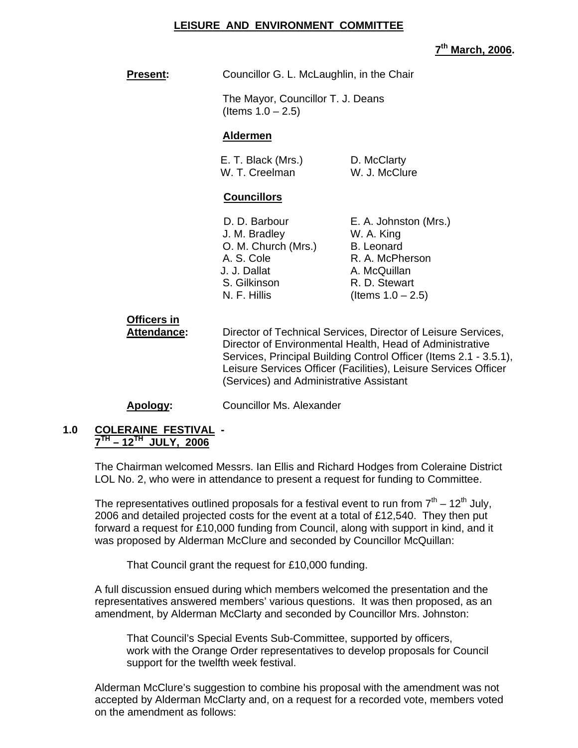**LEISURE AND ENVIRONMENT COMMITTEE**

**7th March, 2006.**

**Present:** Councillor G. L. McLaughlin, in the Chair

The Mayor, Councillor T. J. Deans
(Items 1.0 – 2.5)

**Aldermen**

| | |
|---|---|
| E. T. Black (Mrs.) | D. McClarty |
| W. T. Creelman | W. J. McClure |

**Councillors**

| | |
|---|---|
| D. D. Barbour | E. A. Johnston (Mrs.) |
| J. M. Bradley | W. A. King |
| O. M. Church (Mrs.) | B. Leonard |
| A. S. Cole | R. A. McPherson |
| J. J. Dallat | A. McQuillan |
| S. Gilkinson | R. D. Stewart |
| N. F. Hillis | (Items 1.0 – 2.5) |

**Officers in Attendance:** Director of Technical Services, Director of Leisure Services, Director of Environmental Health, Head of Administrative Services, Principal Building Control Officer (Items 2.1 - 3.5.1), Leisure Services Officer (Facilities), Leisure Services Officer (Services) and Administrative Assistant

**Apology:** Councillor Ms. Alexander

## 1.0 COLERAINE FESTIVAL - 7TH – 12TH JULY, 2006

The Chairman welcomed Messrs. Ian Ellis and Richard Hodges from Coleraine District LOL No. 2, who were in attendance to present a request for funding to Committee.

The representatives outlined proposals for a festival event to run from 7th – 12th July, 2006 and detailed projected costs for the event at a total of £12,540. They then put forward a request for £10,000 funding from Council, along with support in kind, and it was proposed by Alderman McClure and seconded by Councillor McQuillan:

> That Council grant the request for £10,000 funding.

A full discussion ensued during which members welcomed the presentation and the representatives answered members' various questions. It was then proposed, as an amendment, by Alderman McClarty and seconded by Councillor Mrs. Johnston:

> That Council's Special Events Sub-Committee, supported by officers, work with the Orange Order representatives to develop proposals for Council support for the twelfth week festival.

Alderman McClure's suggestion to combine his proposal with the amendment was not accepted by Alderman McClarty and, on a request for a recorded vote, members voted on the amendment as follows: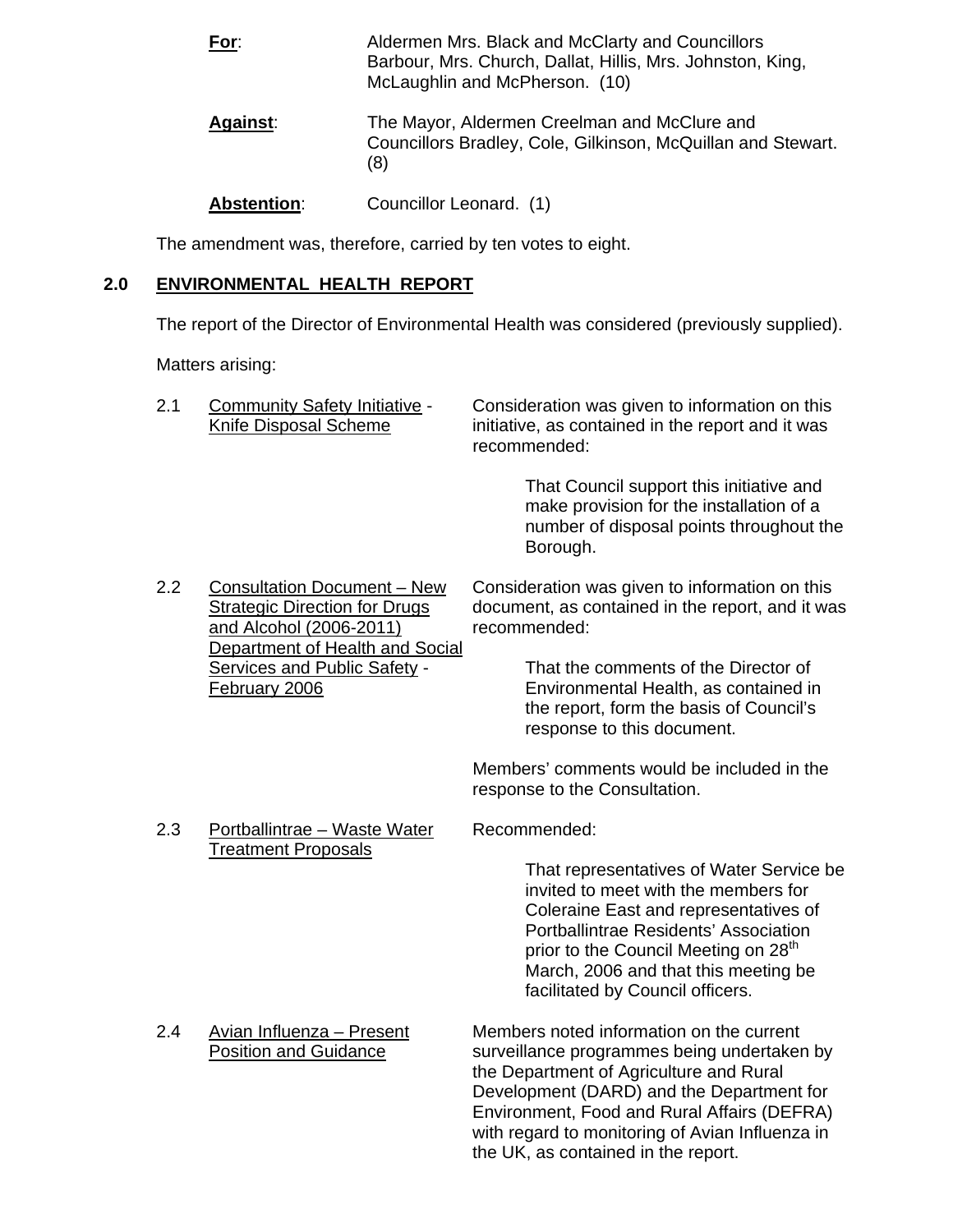**For**: Aldermen Mrs. Black and McClarty and Councillors Barbour, Mrs. Church, Dallat, Hillis, Mrs. Johnston, King, McLaughlin and McPherson. (10)

**Against**: The Mayor, Aldermen Creelman and McClure and Councillors Bradley, Cole, Gilkinson, McQuillan and Stewart. (8)

**Abstention**: Councillor Leonard. (1)

The amendment was, therefore, carried by ten votes to eight.

## 2.0 ENVIRONMENTAL HEALTH REPORT

The report of the Director of Environmental Health was considered (previously supplied).

Matters arising:

2.1 Community Safety Initiative - Knife Disposal Scheme

Consideration was given to information on this initiative, as contained in the report and it was recommended:

> That Council support this initiative and make provision for the installation of a number of disposal points throughout the Borough.

2.2 Consultation Document – New Strategic Direction for Drugs and Alcohol (2006-2011) Department of Health and Social Services and Public Safety - February 2006

Consideration was given to information on this document, as contained in the report, and it was recommended:

> That the comments of the Director of Environmental Health, as contained in the report, form the basis of Council's response to this document.

Members' comments would be included in the response to the Consultation.

2.3 Portballintrae – Waste Water Treatment Proposals

Recommended:

> That representatives of Water Service be invited to meet with the members for Coleraine East and representatives of Portballintrae Residents' Association prior to the Council Meeting on 28th March, 2006 and that this meeting be facilitated by Council officers.

2.4 Avian Influenza – Present Position and Guidance

Members noted information on the current surveillance programmes being undertaken by the Department of Agriculture and Rural Development (DARD) and the Department for Environment, Food and Rural Affairs (DEFRA) with regard to monitoring of Avian Influenza in the UK, as contained in the report.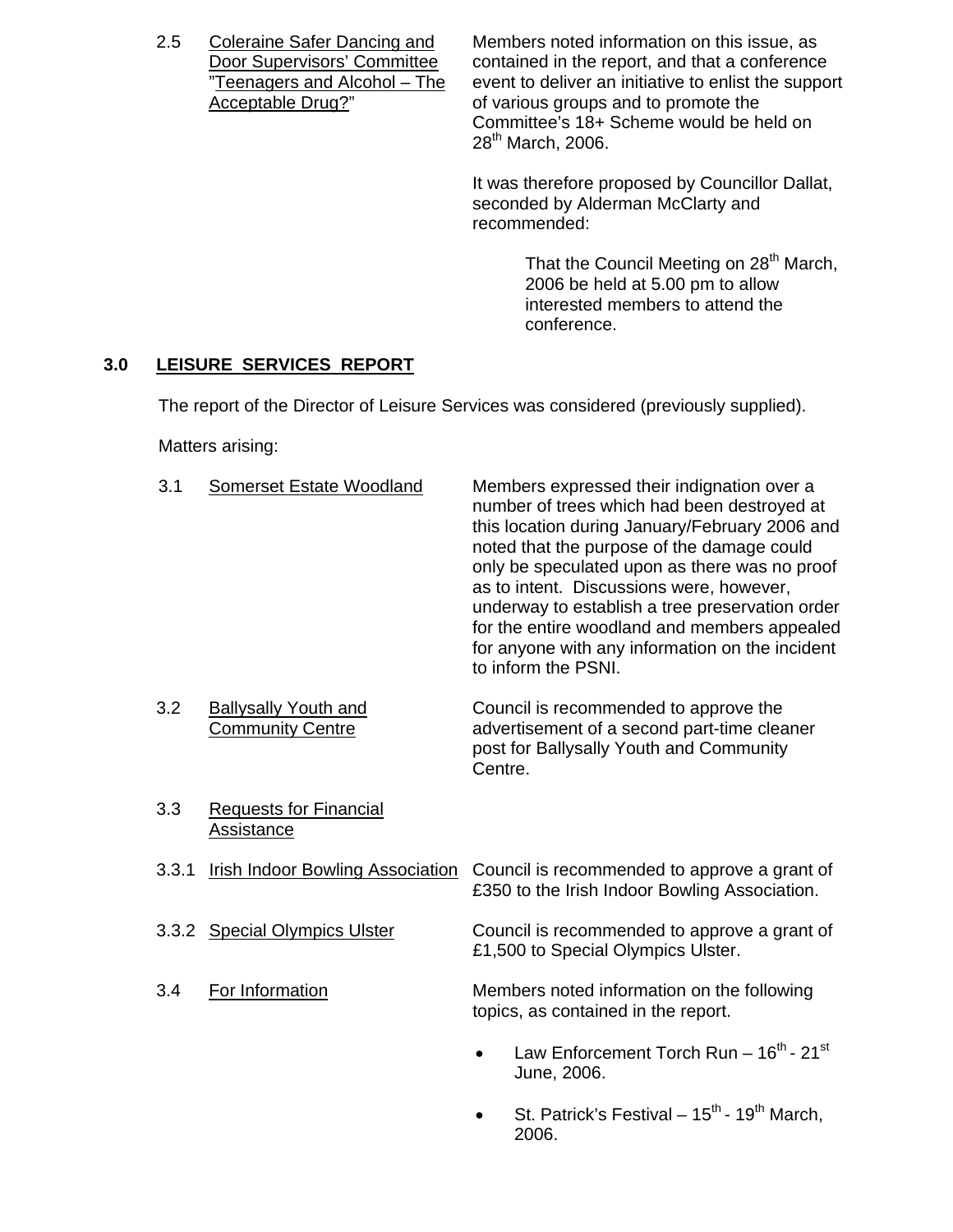2.5 Coleraine Safer Dancing and Door Supervisors' Committee "Teenagers and Alcohol – The Acceptable Drug?"

Members noted information on this issue, as contained in the report, and that a conference event to deliver an initiative to enlist the support of various groups and to promote the Committee's 18+ Scheme would be held on 28th March, 2006.

It was therefore proposed by Councillor Dallat, seconded by Alderman McClarty and recommended:

> That the Council Meeting on 28th March, 2006 be held at 5.00 pm to allow interested members to attend the conference.

## 3.0 LEISURE SERVICES REPORT

The report of the Director of Leisure Services was considered (previously supplied).

Matters arising:

3.1 Somerset Estate Woodland

Members expressed their indignation over a number of trees which had been destroyed at this location during January/February 2006 and noted that the purpose of the damage could only be speculated upon as there was no proof as to intent. Discussions were, however, underway to establish a tree preservation order for the entire woodland and members appealed for anyone with any information on the incident to inform the PSNI.

3.2 Ballysally Youth and Community Centre

Council is recommended to approve the advertisement of a second part-time cleaner post for Ballysally Youth and Community Centre.

3.3 Requests for Financial Assistance

3.3.1 Irish Indoor Bowling Association

Council is recommended to approve a grant of £350 to the Irish Indoor Bowling Association.

3.3.2 Special Olympics Ulster

Council is recommended to approve a grant of £1,500 to Special Olympics Ulster.

3.4 For Information

Members noted information on the following topics, as contained in the report.

- Law Enforcement Torch Run – 16th - 21st June, 2006.
- St. Patrick's Festival – 15th - 19th March, 2006.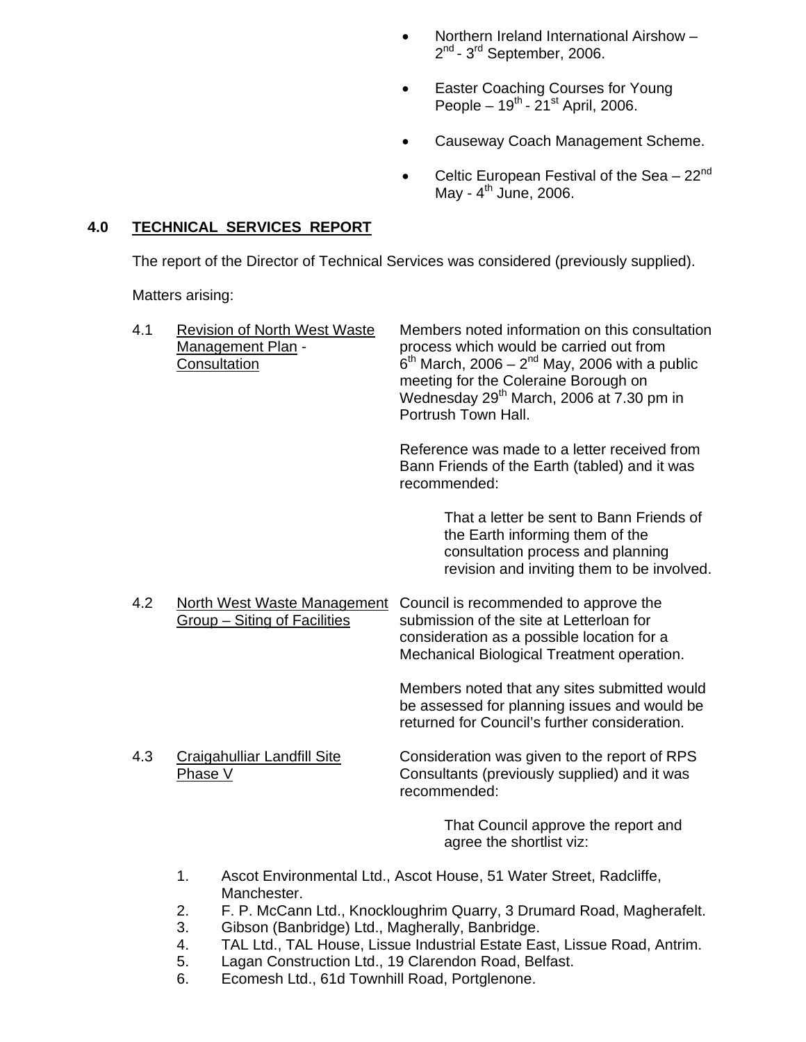- Northern Ireland International Airshow – 2nd - 3rd September, 2006.
- Easter Coaching Courses for Young People – 19th - 21st April, 2006.
- Causeway Coach Management Scheme.
- Celtic European Festival of the Sea – 22nd May - 4th June, 2006.

## 4.0 TECHNICAL SERVICES REPORT

The report of the Director of Technical Services was considered (previously supplied).

Matters arising:

4.1 Revision of North West Waste Management Plan - Consultation

Members noted information on this consultation process which would be carried out from 6th March, 2006 – 2nd May, 2006 with a public meeting for the Coleraine Borough on Wednesday 29th March, 2006 at 7.30 pm in Portrush Town Hall.

Reference was made to a letter received from Bann Friends of the Earth (tabled) and it was recommended:

> That a letter be sent to Bann Friends of the Earth informing them of the consultation process and planning revision and inviting them to be involved.

4.2 North West Waste Management Group – Siting of Facilities

Council is recommended to approve the submission of the site at Letterloan for consideration as a possible location for a Mechanical Biological Treatment operation.

Members noted that any sites submitted would be assessed for planning issues and would be returned for Council's further consideration.

4.3 Craigahulliar Landfill Site Phase V

Consideration was given to the report of RPS Consultants (previously supplied) and it was recommended:

> That Council approve the report and agree the shortlist viz:

1. Ascot Environmental Ltd., Ascot House, 51 Water Street, Radcliffe, Manchester.
2. F. P. McCann Ltd., Knockloughrim Quarry, 3 Drumard Road, Magherafelt.
3. Gibson (Banbridge) Ltd., Magherally, Banbridge.
4. TAL Ltd., TAL House, Lissue Industrial Estate East, Lissue Road, Antrim.
5. Lagan Construction Ltd., 19 Clarendon Road, Belfast.
6. Ecomesh Ltd., 61d Townhill Road, Portglenone.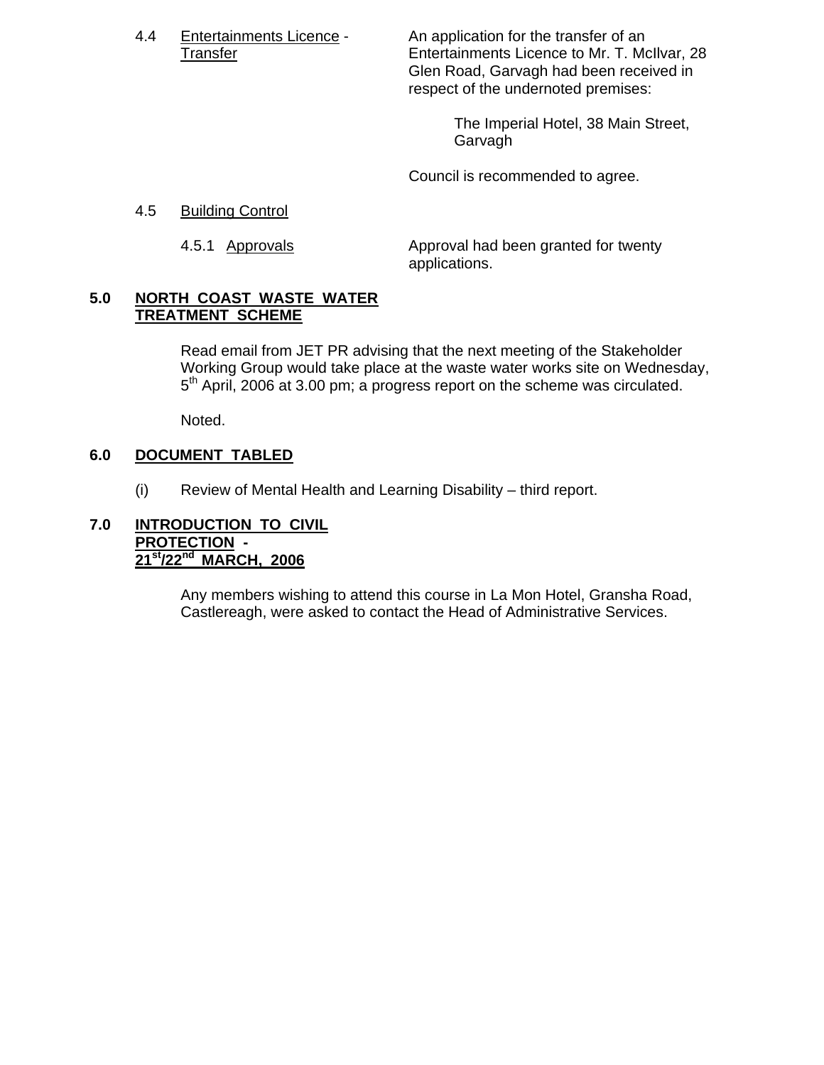4.4 Entertainments Licence - Transfer

An application for the transfer of an Entertainments Licence to Mr. T. McIlvar, 28 Glen Road, Garvagh had been received in respect of the undernoted premises:

The Imperial Hotel, 38 Main Street, Garvagh

Council is recommended to agree.

4.5 Building Control

4.5.1 Approvals

Approval had been granted for twenty applications.

**5.0 NORTH COAST WASTE WATER TREATMENT SCHEME**

Read email from JET PR advising that the next meeting of the Stakeholder Working Group would take place at the waste water works site on Wednesday, 5th April, 2006 at 3.00 pm; a progress report on the scheme was circulated.

Noted.

**6.0 DOCUMENT TABLED**

(i) Review of Mental Health and Learning Disability – third report.

**7.0 INTRODUCTION TO CIVIL PROTECTION - 21st/22nd MARCH, 2006**

Any members wishing to attend this course in La Mon Hotel, Gransha Road, Castlereagh, were asked to contact the Head of Administrative Services.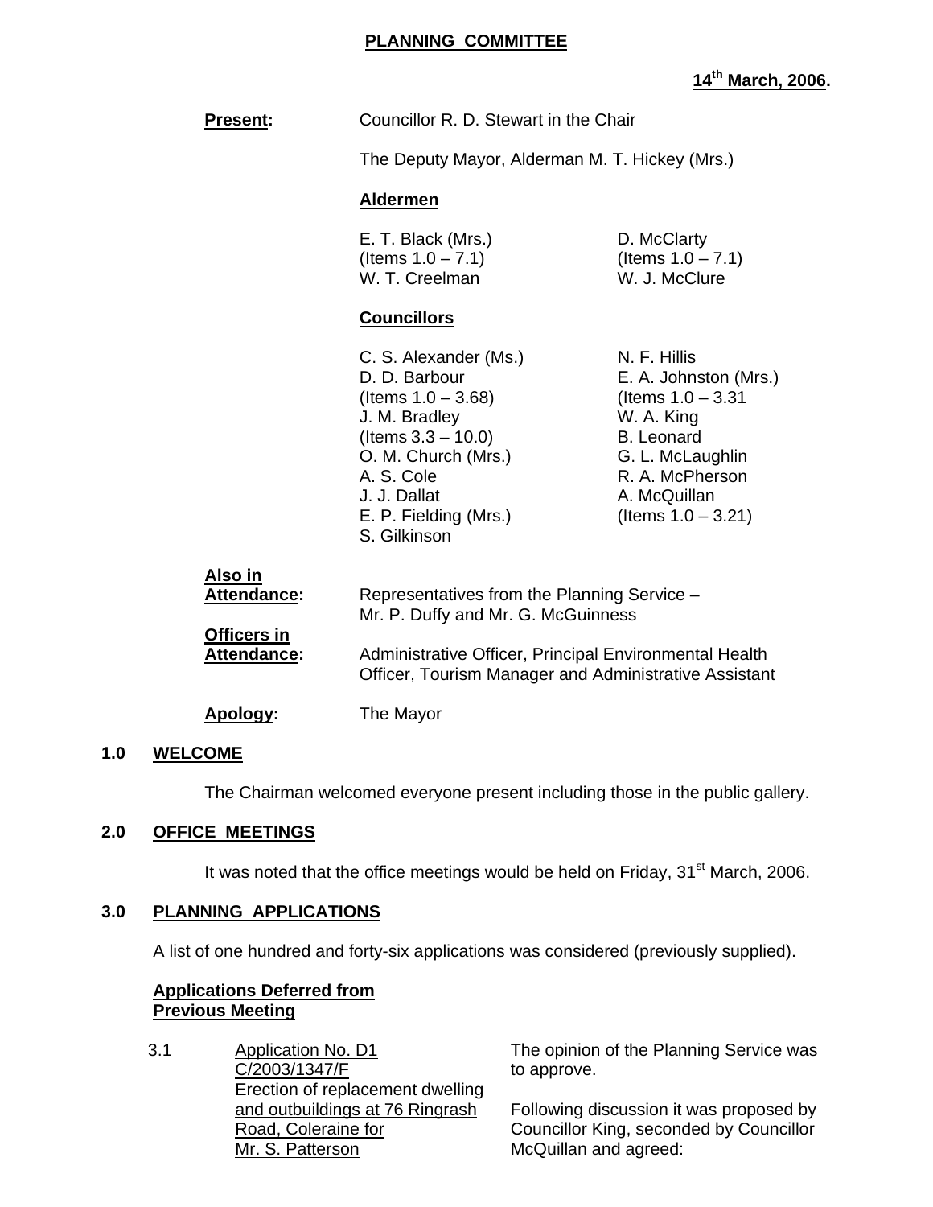**PLANNING COMMITTEE**

**14th March, 2006.**

**Present:** Councillor R. D. Stewart in the Chair

The Deputy Mayor, Alderman M. T. Hickey (Mrs.)

**Aldermen**

E. T. Black (Mrs.) (Items 1.0 – 7.1)
D. McClarty (Items 1.0 – 7.1)
W. T. Creelman
W. J. McClure

**Councillors**

C. S. Alexander (Ms.)
D. D. Barbour (Items 1.0 – 3.68)
J. M. Bradley (Items 3.3 – 10.0)
O. M. Church (Mrs.)
A. S. Cole
J. J. Dallat
E. P. Fielding (Mrs.)
S. Gilkinson
N. F. Hillis
E. A. Johnston (Mrs.) (Items 1.0 – 3.31
W. A. King
B. Leonard
G. L. McLaughlin
R. A. McPherson
A. McQuillan (Items 1.0 – 3.21)

**Also in Attendance:** Representatives from the Planning Service – Mr. P. Duffy and Mr. G. McGuinness

**Officers in Attendance:** Administrative Officer, Principal Environmental Health Officer, Tourism Manager and Administrative Assistant

**Apology:** The Mayor

## 1.0 WELCOME

The Chairman welcomed everyone present including those in the public gallery.

## 2.0 OFFICE MEETINGS

It was noted that the office meetings would be held on Friday, 31st March, 2006.

## 3.0 PLANNING APPLICATIONS

A list of one hundred and forty-six applications was considered (previously supplied).

**Applications Deferred from Previous Meeting**

3.1 Application No. D1 C/2003/1347/F Erection of replacement dwelling and outbuildings at 76 Ringrash Road, Coleraine for Mr. S. Patterson

The opinion of the Planning Service was to approve.

Following discussion it was proposed by Councillor King, seconded by Councillor McQuillan and agreed: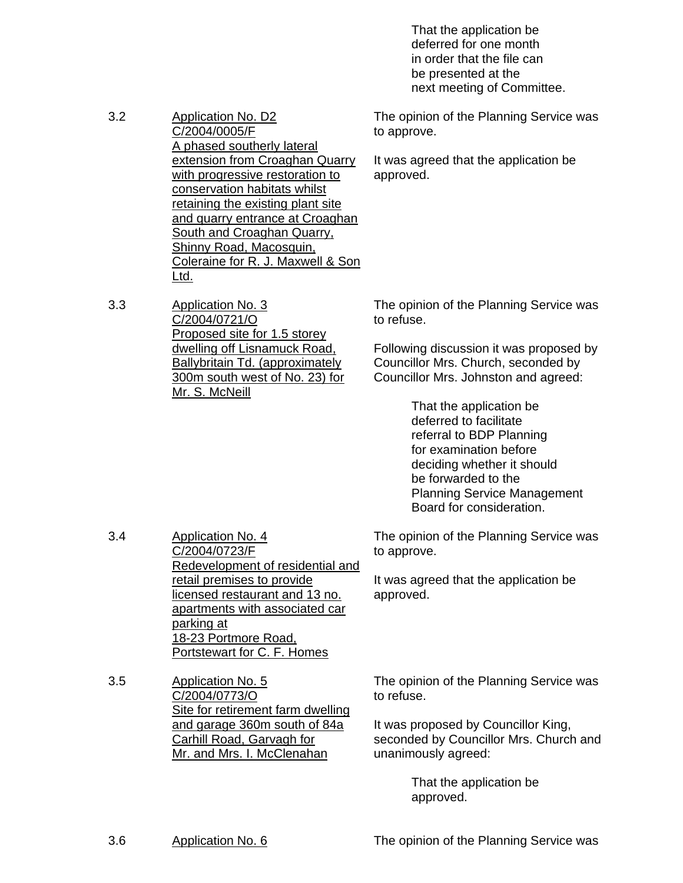That the application be deferred for one month in order that the file can be presented at the next meeting of Committee.

3.2 Application No. D2
C/2004/0005/F
A phased southerly lateral extension from Croaghan Quarry with progressive restoration to conservation habitats whilst retaining the existing plant site and quarry entrance at Croaghan South and Croaghan Quarry, Shinny Road, Macosquin, Coleraine for R. J. Maxwell & Son Ltd.

The opinion of the Planning Service was to approve.

It was agreed that the application be approved.

3.3 Application No. 3
C/2004/0721/O
Proposed site for 1.5 storey dwelling off Lisnamuck Road, Ballybritain Td. (approximately 300m south west of No. 23) for Mr. S. McNeill

The opinion of the Planning Service was to refuse.

Following discussion it was proposed by Councillor Mrs. Church, seconded by Councillor Mrs. Johnston and agreed:

That the application be deferred to facilitate referral to BDP Planning for examination before deciding whether it should be forwarded to the Planning Service Management Board for consideration.

3.4 Application No. 4
C/2004/0723/F
Redevelopment of residential and retail premises to provide licensed restaurant and 13 no. apartments with associated car parking at 18-23 Portmore Road, Portstewart for C. F. Homes

The opinion of the Planning Service was to approve.

It was agreed that the application be approved.

3.5 Application No. 5
C/2004/0773/O
Site for retirement farm dwelling and garage 360m south of 84a Carhill Road, Garvagh for Mr. and Mrs. I. McClenahan

The opinion of the Planning Service was to refuse.

It was proposed by Councillor King, seconded by Councillor Mrs. Church and unanimously agreed:

That the application be approved.

3.6 Application No. 6

The opinion of the Planning Service was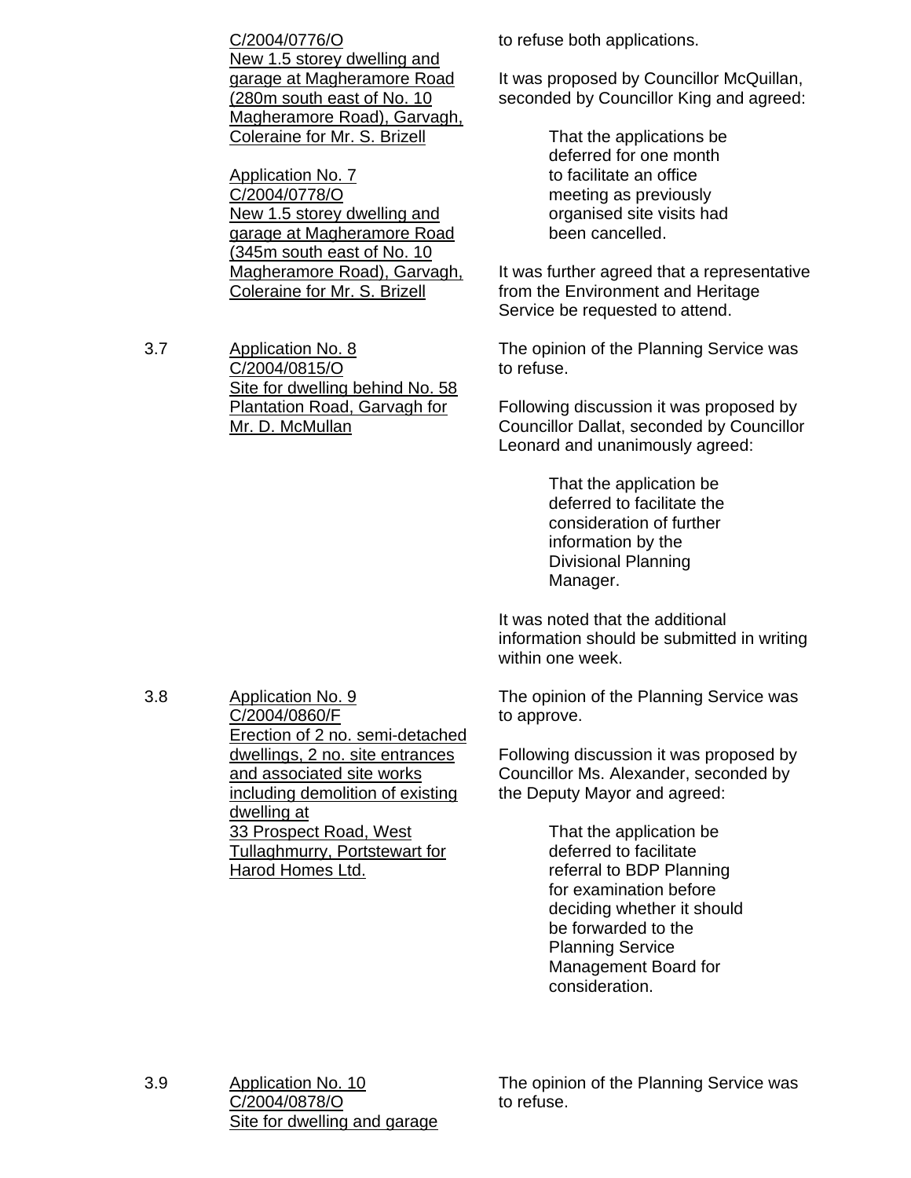C/2004/0776/O
New 1.5 storey dwelling and garage at Magheramore Road (280m south east of No. 10 Magheramore Road), Garvagh, Coleraine for Mr. S. Brizell

Application No. 7
C/2004/0778/O
New 1.5 storey dwelling and garage at Magheramore Road (345m south east of No. 10 Magheramore Road), Garvagh, Coleraine for Mr. S. Brizell

to refuse both applications.

It was proposed by Councillor McQuillan, seconded by Councillor King and agreed:

> That the applications be deferred for one month to facilitate an office meeting as previously organised site visits had been cancelled.

It was further agreed that a representative from the Environment and Heritage Service be requested to attend.

3.7 Application No. 8
C/2004/0815/O
Site for dwelling behind No. 58 Plantation Road, Garvagh for Mr. D. McMullan

The opinion of the Planning Service was to refuse.

Following discussion it was proposed by Councillor Dallat, seconded by Councillor Leonard and unanimously agreed:

> That the application be deferred to facilitate the consideration of further information by the Divisional Planning Manager.

It was noted that the additional information should be submitted in writing within one week.

3.8 Application No. 9
C/2004/0860/F
Erection of 2 no. semi-detached dwellings, 2 no. site entrances and associated site works including demolition of existing dwelling at 33 Prospect Road, West Tullaghmurry, Portstewart for Harod Homes Ltd.

The opinion of the Planning Service was to approve.

Following discussion it was proposed by Councillor Ms. Alexander, seconded by the Deputy Mayor and agreed:

> That the application be deferred to facilitate referral to BDP Planning for examination before deciding whether it should be forwarded to the Planning Service Management Board for consideration.

3.9 Application No. 10
C/2004/0878/O
Site for dwelling and garage

The opinion of the Planning Service was to refuse.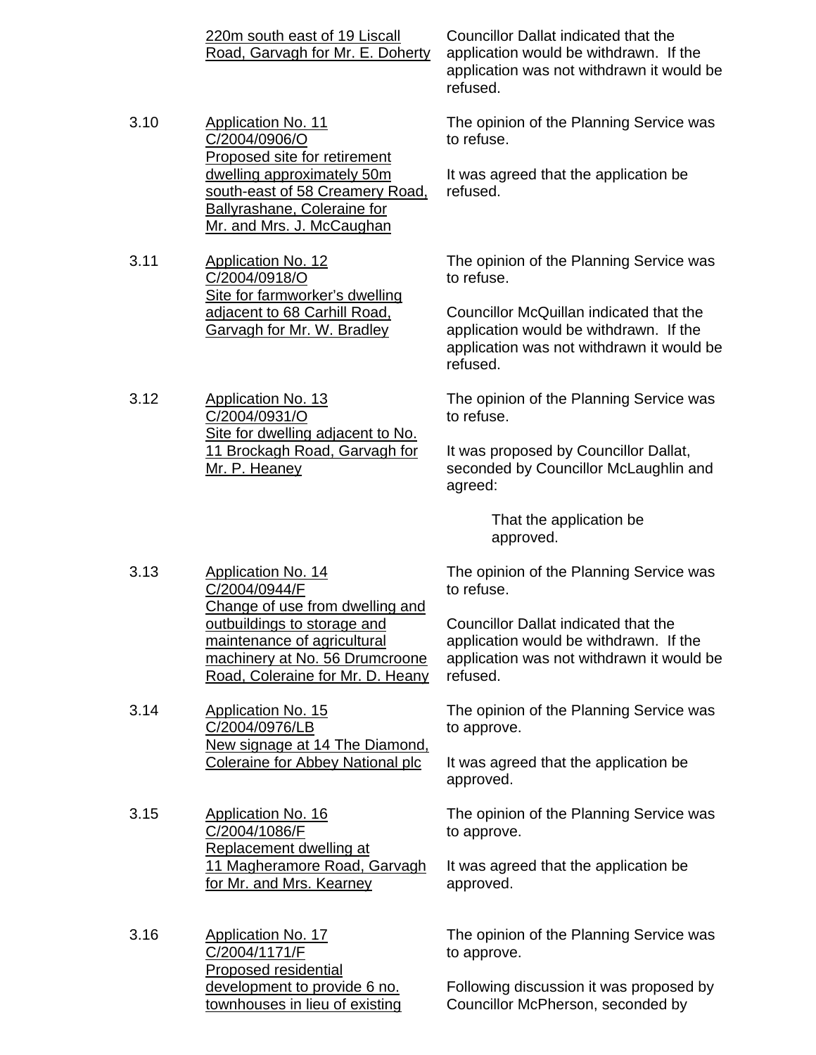| | | |
|---|---|---|
| | 220m south east of 19 Liscall Road, Garvagh for Mr. E. Doherty | Councillor Dallat indicated that the application would be withdrawn. If the application was not withdrawn it would be refused. |
| 3.10 | Application No. 11<br>C/2004/0906/O<br>Proposed site for retirement dwelling approximately 50m south-east of 58 Creamery Road, Ballyrashane, Coleraine for Mr. and Mrs. J. McCaughan | The opinion of the Planning Service was to refuse.<br><br>It was agreed that the application be refused. |
| 3.11 | Application No. 12<br>C/2004/0918/O<br>Site for farmworker's dwelling adjacent to 68 Carhill Road, Garvagh for Mr. W. Bradley | The opinion of the Planning Service was to refuse.<br><br>Councillor McQuillan indicated that the application would be withdrawn. If the application was not withdrawn it would be refused. |
| 3.12 | Application No. 13<br>C/2004/0931/O<br>Site for dwelling adjacent to No. 11 Brockagh Road, Garvagh for Mr. P. Heaney | The opinion of the Planning Service was to refuse.<br><br>It was proposed by Councillor Dallat, seconded by Councillor McLaughlin and agreed:<br><br>That the application be approved. |
| 3.13 | Application No. 14<br>C/2004/0944/F<br>Change of use from dwelling and outbuildings to storage and maintenance of agricultural machinery at No. 56 Drumcroone Road, Coleraine for Mr. D. Heany | The opinion of the Planning Service was to refuse.<br><br>Councillor Dallat indicated that the application would be withdrawn. If the application was not withdrawn it would be refused. |
| 3.14 | Application No. 15<br>C/2004/0976/LB<br>New signage at 14 The Diamond, Coleraine for Abbey National plc | The opinion of the Planning Service was to approve.<br><br>It was agreed that the application be approved. |
| 3.15 | Application No. 16<br>C/2004/1086/F<br>Replacement dwelling at 11 Magheramore Road, Garvagh for Mr. and Mrs. Kearney | The opinion of the Planning Service was to approve.<br><br>It was agreed that the application be approved. |
| 3.16 | Application No. 17<br>C/2004/1171/F<br>Proposed residential development to provide 6 no. townhouses in lieu of existing | The opinion of the Planning Service was to approve.<br><br>Following discussion it was proposed by Councillor McPherson, seconded by |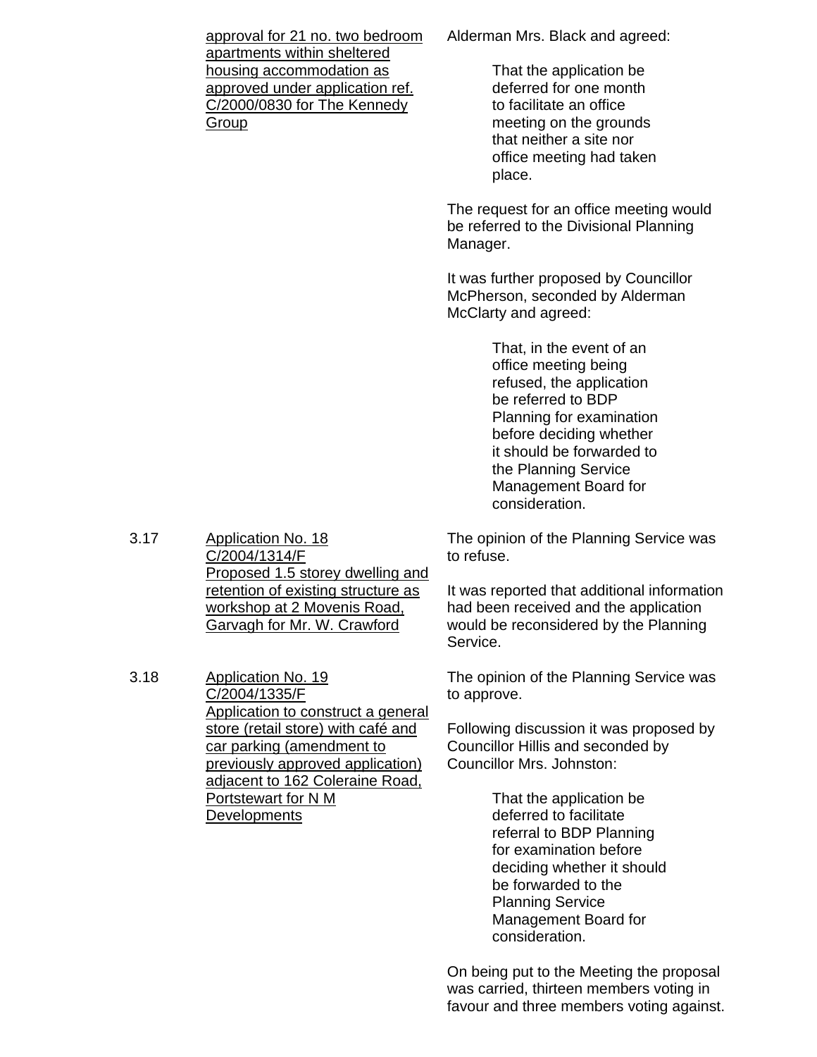| | | |
|---|---|---|
| | approval for 21 no. two bedroom apartments within sheltered housing accommodation as approved under application ref. C/2000/0830 for The Kennedy Group | Alderman Mrs. Black and agreed:<br><br>That the application be deferred for one month to facilitate an office meeting on the grounds that neither a site nor office meeting had taken place.<br><br>The request for an office meeting would be referred to the Divisional Planning Manager.<br><br>It was further proposed by Councillor McPherson, seconded by Alderman McClarty and agreed:<br><br>That, in the event of an office meeting being refused, the application be referred to BDP Planning for examination before deciding whether it should be forwarded to the Planning Service Management Board for consideration. |
| 3.17 | Application No. 18<br>C/2004/1314/F<br>Proposed 1.5 storey dwelling and retention of existing structure as workshop at 2 Movenis Road, Garvagh for Mr. W. Crawford | The opinion of the Planning Service was to refuse.<br><br>It was reported that additional information had been received and the application would be reconsidered by the Planning Service. |
| 3.18 | Application No. 19<br>C/2004/1335/F<br>Application to construct a general store (retail store) with café and car parking (amendment to previously approved application) adjacent to 162 Coleraine Road, Portstewart for N M Developments | The opinion of the Planning Service was to approve.<br><br>Following discussion it was proposed by Councillor Hillis and seconded by Councillor Mrs. Johnston:<br><br>That the application be deferred to facilitate referral to BDP Planning for examination before deciding whether it should be forwarded to the Planning Service Management Board for consideration.<br><br>On being put to the Meeting the proposal was carried, thirteen members voting in favour and three members voting against. |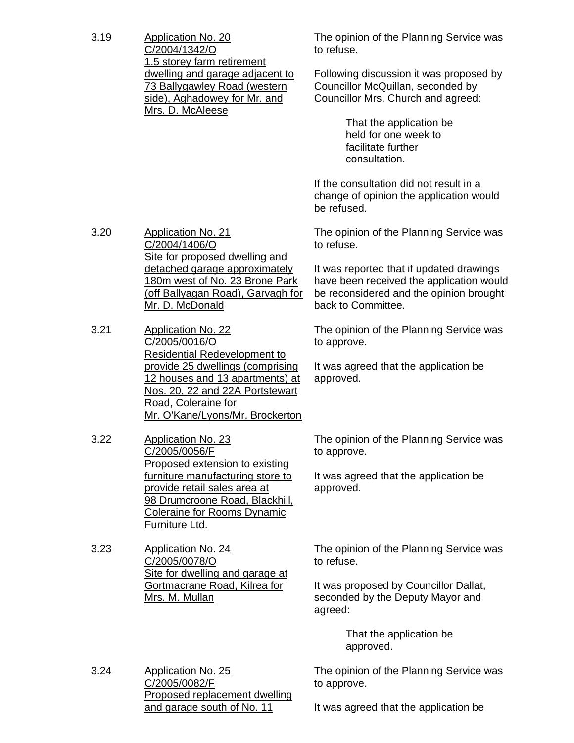3.19 Application No. 20
C/2004/1342/O
1.5 storey farm retirement dwelling and garage adjacent to 73 Ballygawley Road (western side), Aghadowey for Mr. and Mrs. D. McAleese

The opinion of the Planning Service was to refuse.

Following discussion it was proposed by Councillor McQuillan, seconded by Councillor Mrs. Church and agreed:

> That the application be held for one week to facilitate further consultation.

If the consultation did not result in a change of opinion the application would be refused.

3.20 Application No. 21
C/2004/1406/O
Site for proposed dwelling and detached garage approximately 180m west of No. 23 Brone Park (off Ballyagan Road), Garvagh for Mr. D. McDonald

The opinion of the Planning Service was to refuse.

It was reported that if updated drawings have been received the application would be reconsidered and the opinion brought back to Committee.

3.21 Application No. 22
C/2005/0016/O
Residential Redevelopment to provide 25 dwellings (comprising 12 houses and 13 apartments) at Nos. 20, 22 and 22A Portstewart Road, Coleraine for Mr. O'Kane/Lyons/Mr. Brockerton

The opinion of the Planning Service was to approve.

It was agreed that the application be approved.

3.22 Application No. 23
C/2005/0056/F
Proposed extension to existing furniture manufacturing store to provide retail sales area at 98 Drumcroone Road, Blackhill, Coleraine for Rooms Dynamic Furniture Ltd.

The opinion of the Planning Service was to approve.

It was agreed that the application be approved.

3.23 Application No. 24
C/2005/0078/O
Site for dwelling and garage at Gortmacrane Road, Kilrea for Mrs. M. Mullan

The opinion of the Planning Service was to refuse.

It was proposed by Councillor Dallat, seconded by the Deputy Mayor and agreed:

> That the application be approved.

3.24 Application No. 25
C/2005/0082/F
Proposed replacement dwelling and garage south of No. 11

The opinion of the Planning Service was to approve.

It was agreed that the application be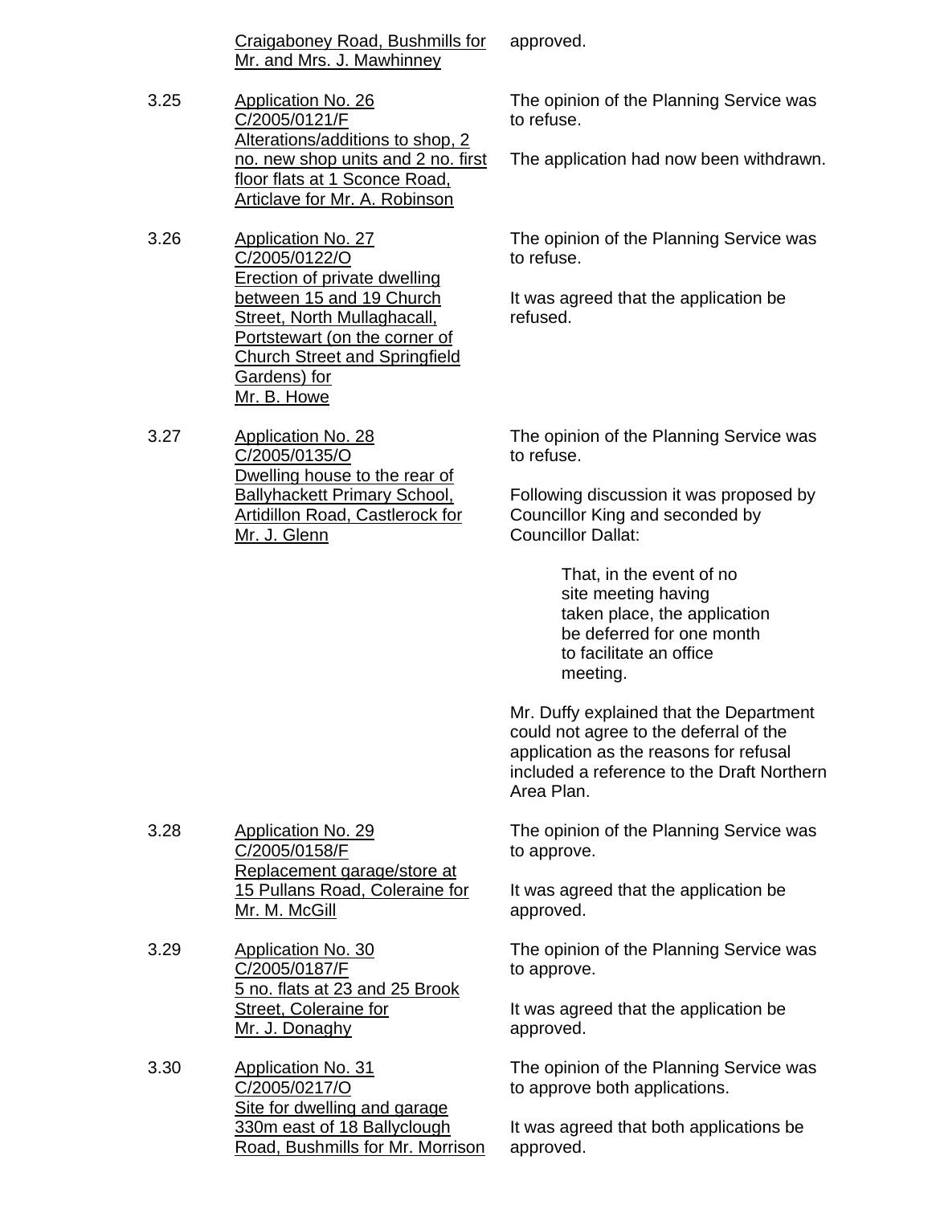| | | |
|---|---|---|
| | Craigaboney Road, Bushmills for Mr. and Mrs. J. Mawhinney | approved. |
| 3.25 | Application No. 26 C/2005/0121/F Alterations/additions to shop, 2 no. new shop units and 2 no. first floor flats at 1 Sconce Road, Articlave for Mr. A. Robinson | The opinion of the Planning Service was to refuse.<br><br>The application had now been withdrawn. |
| 3.26 | Application No. 27 C/2005/0122/O Erection of private dwelling between 15 and 19 Church Street, North Mullaghacall, Portstewart (on the corner of Church Street and Springfield Gardens) for Mr. B. Howe | The opinion of the Planning Service was to refuse.<br><br>It was agreed that the application be refused. |
| 3.27 | Application No. 28 C/2005/0135/O Dwelling house to the rear of Ballyhackett Primary School, Artidillon Road, Castlerock for Mr. J. Glenn | The opinion of the Planning Service was to refuse.<br><br>Following discussion it was proposed by Councillor King and seconded by Councillor Dallat:<br><br>That, in the event of no site meeting having taken place, the application be deferred for one month to facilitate an office meeting.<br><br>Mr. Duffy explained that the Department could not agree to the deferral of the application as the reasons for refusal included a reference to the Draft Northern Area Plan. |
| 3.28 | Application No. 29 C/2005/0158/F Replacement garage/store at 15 Pullans Road, Coleraine for Mr. M. McGill | The opinion of the Planning Service was to approve.<br><br>It was agreed that the application be approved. |
| 3.29 | Application No. 30 C/2005/0187/F 5 no. flats at 23 and 25 Brook Street, Coleraine for Mr. J. Donaghy | The opinion of the Planning Service was to approve.<br><br>It was agreed that the application be approved. |
| 3.30 | Application No. 31 C/2005/0217/O Site for dwelling and garage 330m east of 18 Ballyclough Road, Bushmills for Mr. Morrison | The opinion of the Planning Service was to approve both applications.<br><br>It was agreed that both applications be approved. |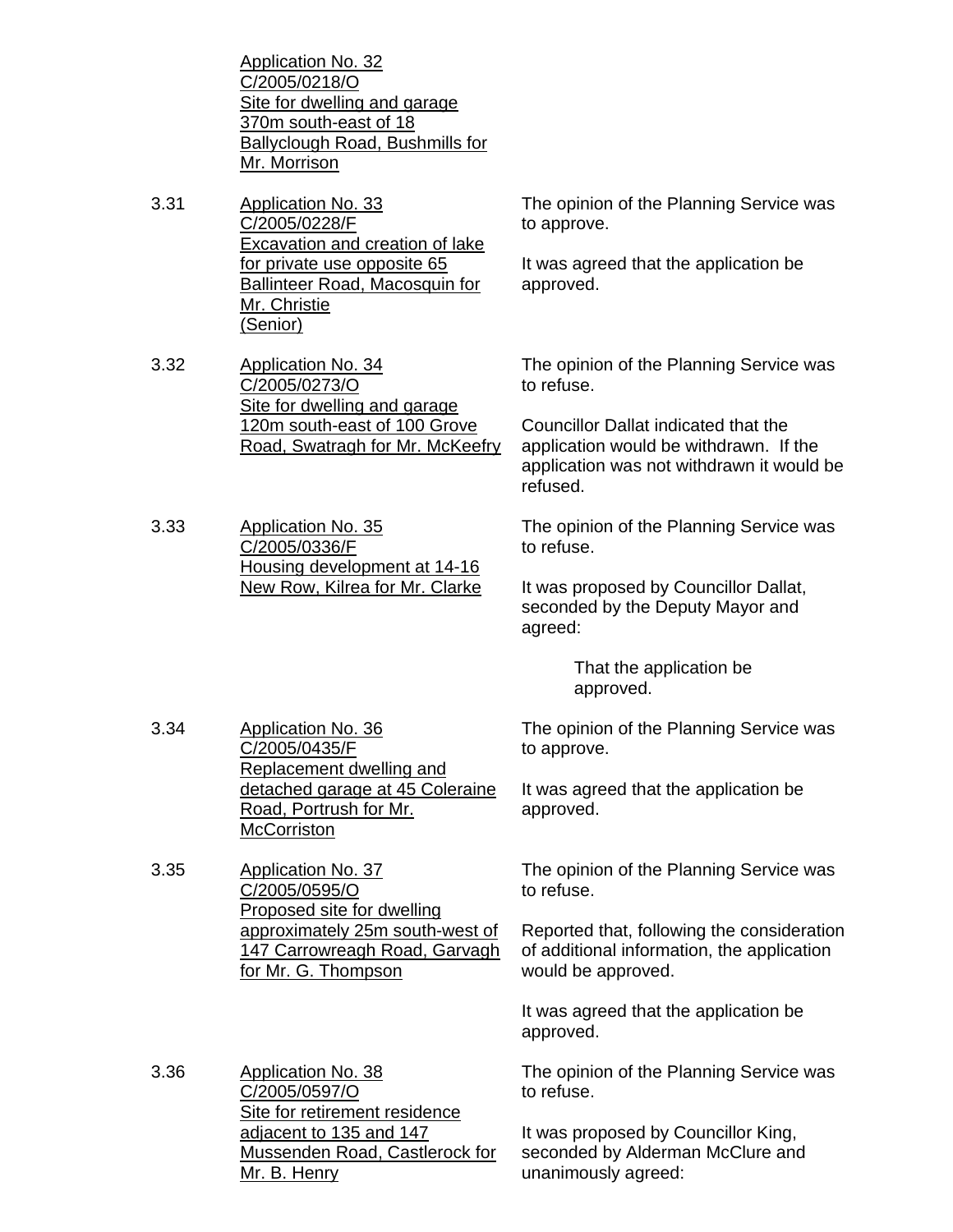<u>Application No. 32</u>
<u>C/2005/0218/O</u>
<u>Site for dwelling and garage 370m south-east of 18 Ballyclough Road, Bushmills for Mr. Morrison</u>

3.31 <u>Application No. 33 C/2005/0228/F Excavation and creation of lake for private use opposite 65 Ballinteer Road, Macosquin for Mr. Christie (Senior)</u>

The opinion of the Planning Service was to approve.

It was agreed that the application be approved.

3.32 <u>Application No. 34 C/2005/0273/O Site for dwelling and garage 120m south-east of 100 Grove Road, Swatragh for Mr. McKeefry</u>

The opinion of the Planning Service was to refuse.

Councillor Dallat indicated that the application would be withdrawn. If the application was not withdrawn it would be refused.

3.33 <u>Application No. 35 C/2005/0336/F Housing development at 14-16 New Row, Kilrea for Mr. Clarke</u>

The opinion of the Planning Service was to refuse.

It was proposed by Councillor Dallat, seconded by the Deputy Mayor and agreed:

> That the application be approved.

3.34 <u>Application No. 36 C/2005/0435/F Replacement dwelling and detached garage at 45 Coleraine Road, Portrush for Mr. McCorriston</u>

The opinion of the Planning Service was to approve.

It was agreed that the application be approved.

3.35 <u>Application No. 37 C/2005/0595/O Proposed site for dwelling approximately 25m south-west of 147 Carrowreagh Road, Garvagh for Mr. G. Thompson</u>

The opinion of the Planning Service was to refuse.

Reported that, following the consideration of additional information, the application would be approved.

It was agreed that the application be approved.

3.36 <u>Application No. 38 C/2005/0597/O Site for retirement residence adjacent to 135 and 147 Mussenden Road, Castlerock for Mr. B. Henry</u>

The opinion of the Planning Service was to refuse.

It was proposed by Councillor King, seconded by Alderman McClure and unanimously agreed: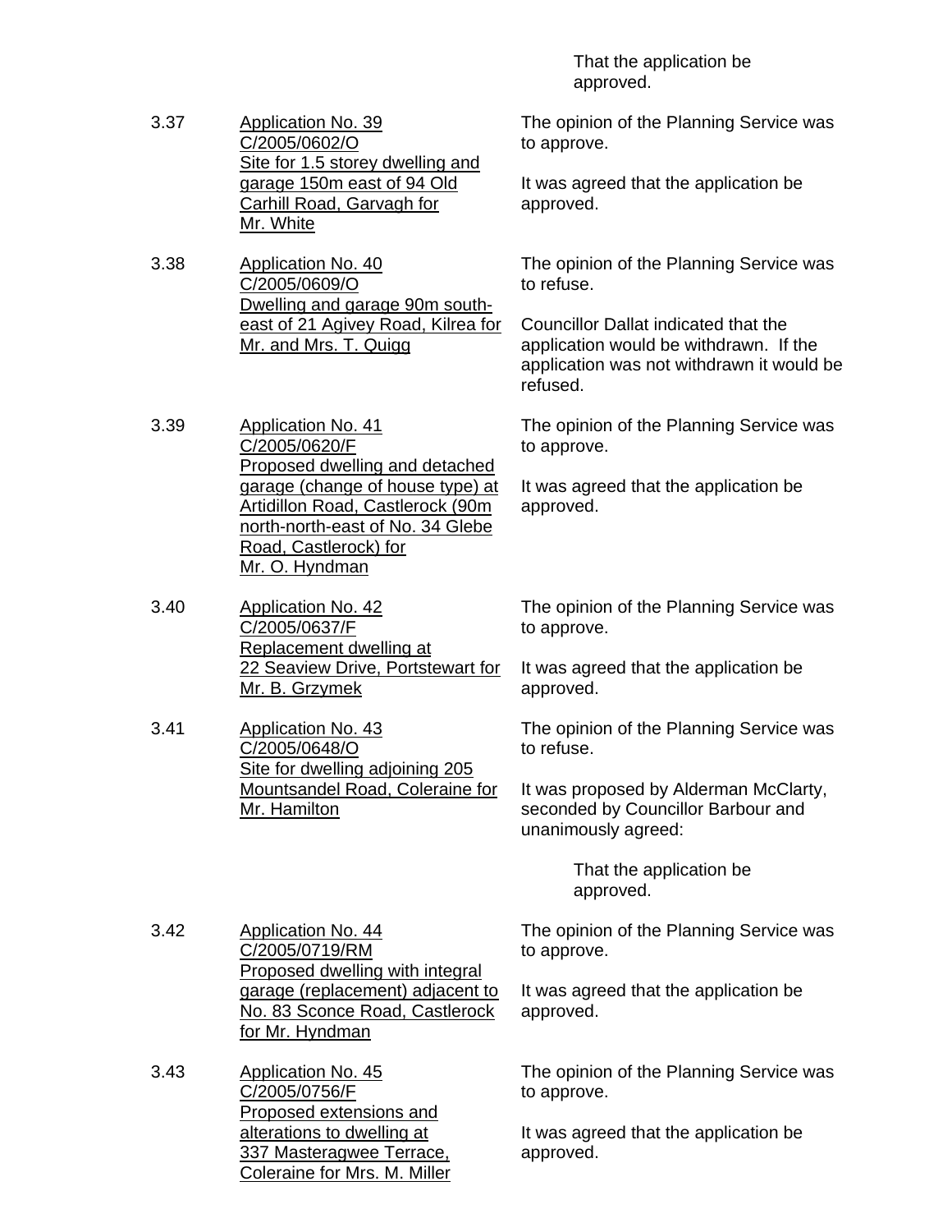That the application be approved.

3.37 <u>Application No. 39
C/2005/0602/O
Site for 1.5 storey dwelling and garage 150m east of 94 Old Carhill Road, Garvagh for Mr. White</u>

The opinion of the Planning Service was to approve.

It was agreed that the application be approved.

3.38 <u>Application No. 40
C/2005/0609/O
Dwelling and garage 90m south-east of 21 Agivey Road, Kilrea for Mr. and Mrs. T. Quigg</u>

The opinion of the Planning Service was to refuse.

Councillor Dallat indicated that the application would be withdrawn. If the application was not withdrawn it would be refused.

3.39 <u>Application No. 41
C/2005/0620/F
Proposed dwelling and detached garage (change of house type) at Artidillon Road, Castlerock (90m north-north-east of No. 34 Glebe Road, Castlerock) for Mr. O. Hyndman</u>

The opinion of the Planning Service was to approve.

It was agreed that the application be approved.

3.40 <u>Application No. 42
C/2005/0637/F
Replacement dwelling at 22 Seaview Drive, Portstewart for Mr. B. Grzymek</u>

The opinion of the Planning Service was to approve.

It was agreed that the application be approved.

3.41 <u>Application No. 43
C/2005/0648/O
Site for dwelling adjoining 205 Mountsandel Road, Coleraine for Mr. Hamilton</u>

The opinion of the Planning Service was to refuse.

It was proposed by Alderman McClarty, seconded by Councillor Barbour and unanimously agreed:

That the application be approved.

3.42 <u>Application No. 44
C/2005/0719/RM
Proposed dwelling with integral garage (replacement) adjacent to No. 83 Sconce Road, Castlerock for Mr. Hyndman</u>

The opinion of the Planning Service was to approve.

It was agreed that the application be approved.

3.43 <u>Application No. 45
C/2005/0756/F
Proposed extensions and alterations to dwelling at 337 Masteragwee Terrace, Coleraine for Mrs. M. Miller</u>

The opinion of the Planning Service was to approve.

It was agreed that the application be approved.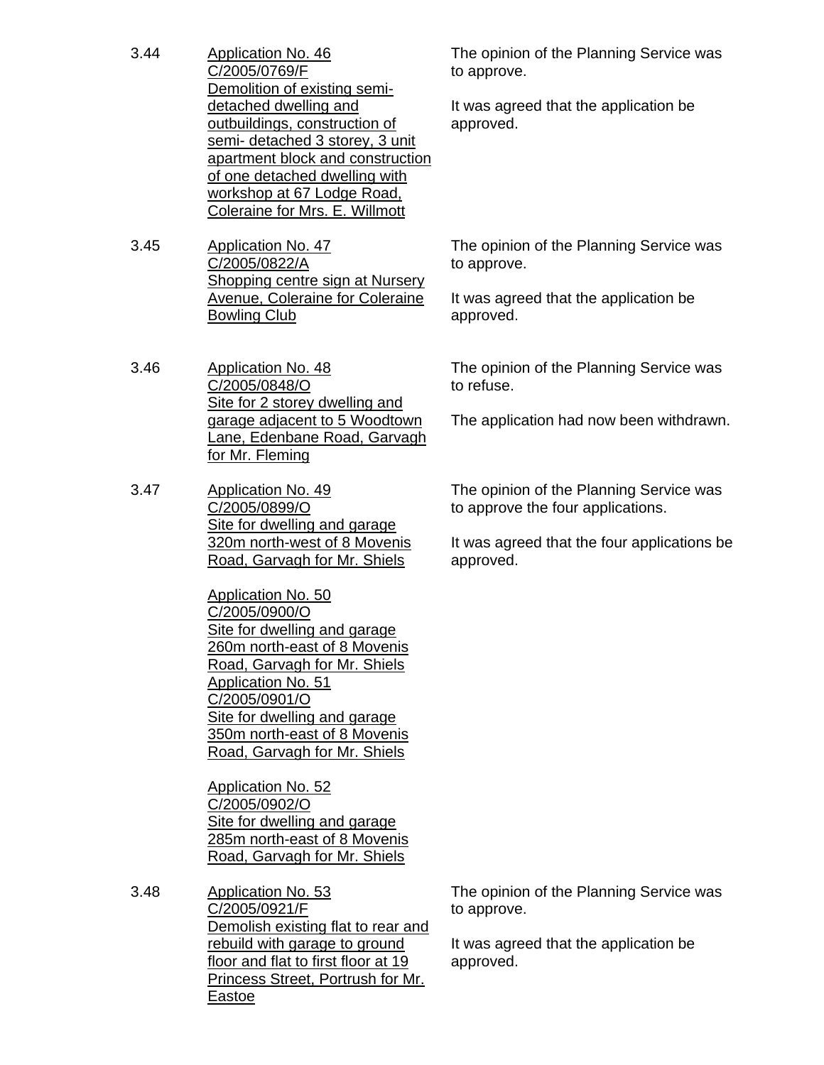3.44 Application No. 46
C/2005/0769/F
Demolition of existing semi-detached dwelling and outbuildings, construction of semi- detached 3 storey, 3 unit apartment block and construction of one detached dwelling with workshop at 67 Lodge Road, Coleraine for Mrs. E. Willmott

The opinion of the Planning Service was to approve.

It was agreed that the application be approved.

3.45 Application No. 47
C/2005/0822/A
Shopping centre sign at Nursery Avenue, Coleraine for Coleraine Bowling Club

The opinion of the Planning Service was to approve.

It was agreed that the application be approved.

3.46 Application No. 48
C/2005/0848/O
Site for 2 storey dwelling and garage adjacent to 5 Woodtown Lane, Edenbane Road, Garvagh for Mr. Fleming

The opinion of the Planning Service was to refuse.

The application had now been withdrawn.

3.47 Application No. 49
C/2005/0899/O
Site for dwelling and garage 320m north-west of 8 Movenis Road, Garvagh for Mr. Shiels

Application No. 50
C/2005/0900/O
Site for dwelling and garage 260m north-east of 8 Movenis Road, Garvagh for Mr. Shiels

Application No. 51
C/2005/0901/O
Site for dwelling and garage 350m north-east of 8 Movenis Road, Garvagh for Mr. Shiels

Application No. 52
C/2005/0902/O
Site for dwelling and garage 285m north-east of 8 Movenis Road, Garvagh for Mr. Shiels

The opinion of the Planning Service was to approve the four applications.

It was agreed that the four applications be approved.

3.48 Application No. 53
C/2005/0921/F
Demolish existing flat to rear and rebuild with garage to ground floor and flat to first floor at 19 Princess Street, Portrush for Mr. Eastoe

The opinion of the Planning Service was to approve.

It was agreed that the application be approved.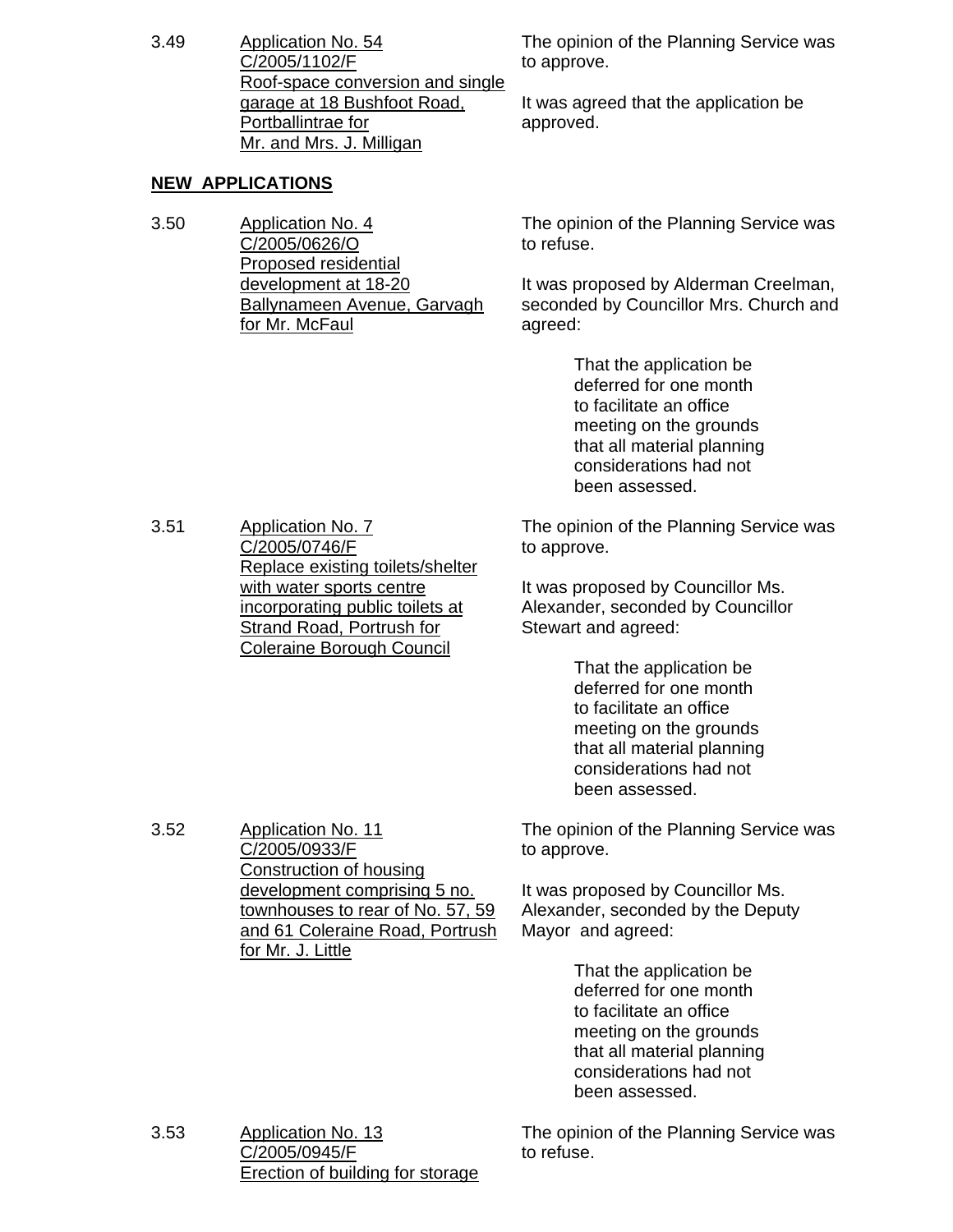3.49 Application No. 54
C/2005/1102/F
Roof-space conversion and single garage at 18 Bushfoot Road, Portballintrae for Mr. and Mrs. J. Milligan

The opinion of the Planning Service was to approve.

It was agreed that the application be approved.

**NEW APPLICATIONS**

3.50 Application No. 4
C/2005/0626/O
Proposed residential development at 18-20 Ballynameen Avenue, Garvagh for Mr. McFaul

The opinion of the Planning Service was to refuse.

It was proposed by Alderman Creelman, seconded by Councillor Mrs. Church and agreed:

> That the application be deferred for one month to facilitate an office meeting on the grounds that all material planning considerations had not been assessed.

3.51 Application No. 7
C/2005/0746/F
Replace existing toilets/shelter with water sports centre incorporating public toilets at Strand Road, Portrush for Coleraine Borough Council

The opinion of the Planning Service was to approve.

It was proposed by Councillor Ms. Alexander, seconded by Councillor Stewart and agreed:

> That the application be deferred for one month to facilitate an office meeting on the grounds that all material planning considerations had not been assessed.

3.52 Application No. 11
C/2005/0933/F
Construction of housing development comprising 5 no. townhouses to rear of No. 57, 59 and 61 Coleraine Road, Portrush for Mr. J. Little

The opinion of the Planning Service was to approve.

It was proposed by Councillor Ms. Alexander, seconded by the Deputy Mayor and agreed:

> That the application be deferred for one month to facilitate an office meeting on the grounds that all material planning considerations had not been assessed.

3.53 Application No. 13
C/2005/0945/F
Erection of building for storage

The opinion of the Planning Service was to refuse.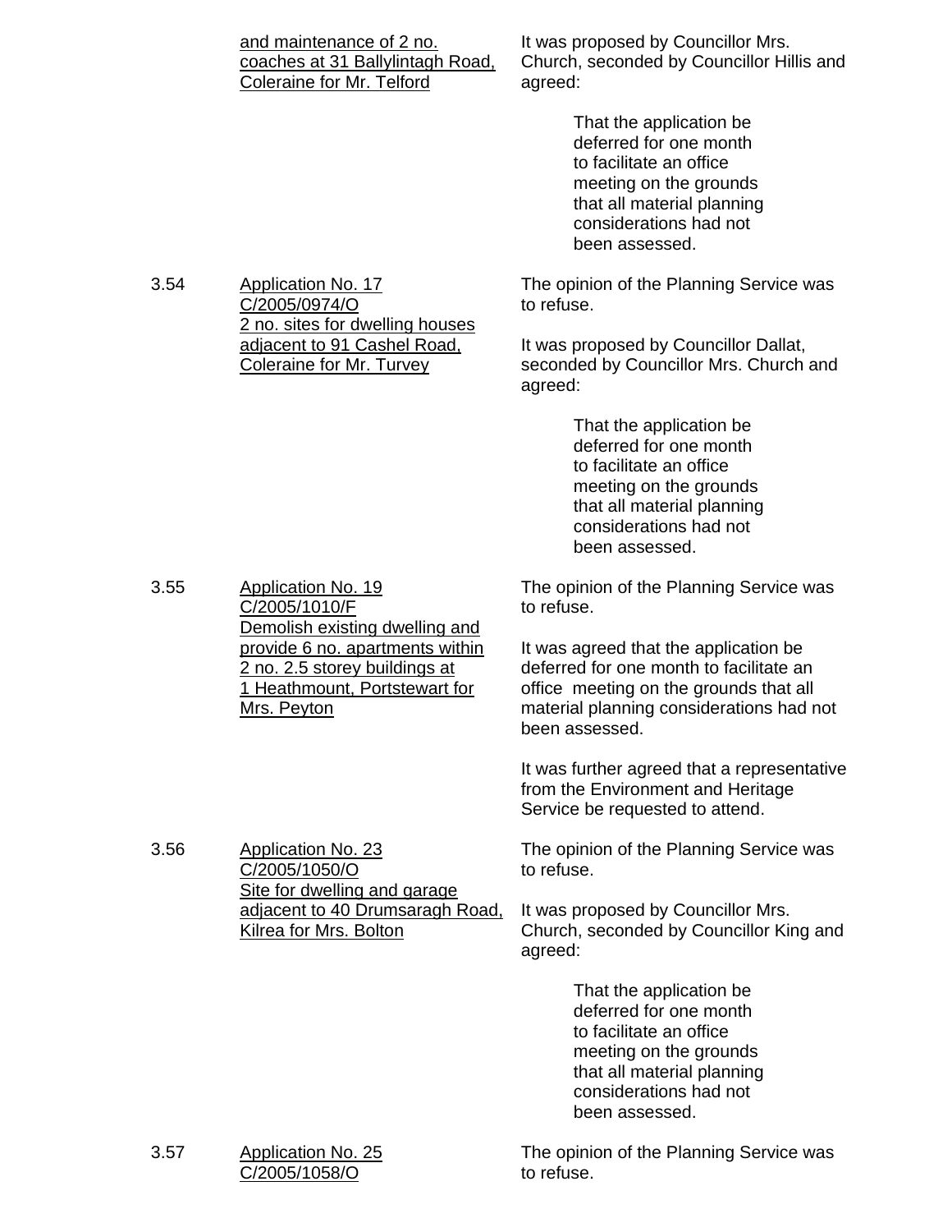| | | |
|---|---|---|
| | and maintenance of 2 no. coaches at 31 Ballylintagh Road, Coleraine for Mr. Telford | It was proposed by Councillor Mrs. Church, seconded by Councillor Hillis and agreed:<br><br>That the application be deferred for one month to facilitate an office meeting on the grounds that all material planning considerations had not been assessed. |
| 3.54 | Application No. 17 C/2005/0974/O 2 no. sites for dwelling houses adjacent to 91 Cashel Road, Coleraine for Mr. Turvey | The opinion of the Planning Service was to refuse.<br><br>It was proposed by Councillor Dallat, seconded by Councillor Mrs. Church and agreed:<br><br>That the application be deferred for one month to facilitate an office meeting on the grounds that all material planning considerations had not been assessed. |
| 3.55 | Application No. 19 C/2005/1010/F Demolish existing dwelling and provide 6 no. apartments within 2 no. 2.5 storey buildings at 1 Heathmount, Portstewart for Mrs. Peyton | The opinion of the Planning Service was to refuse.<br><br>It was agreed that the application be deferred for one month to facilitate an office meeting on the grounds that all material planning considerations had not been assessed.<br><br>It was further agreed that a representative from the Environment and Heritage Service be requested to attend. |
| 3.56 | Application No. 23 C/2005/1050/O Site for dwelling and garage adjacent to 40 Drumsaragh Road, Kilrea for Mrs. Bolton | The opinion of the Planning Service was to refuse.<br><br>It was proposed by Councillor Mrs. Church, seconded by Councillor King and agreed:<br><br>That the application be deferred for one month to facilitate an office meeting on the grounds that all material planning considerations had not been assessed. |
| 3.57 | Application No. 25 C/2005/1058/O | The opinion of the Planning Service was to refuse. |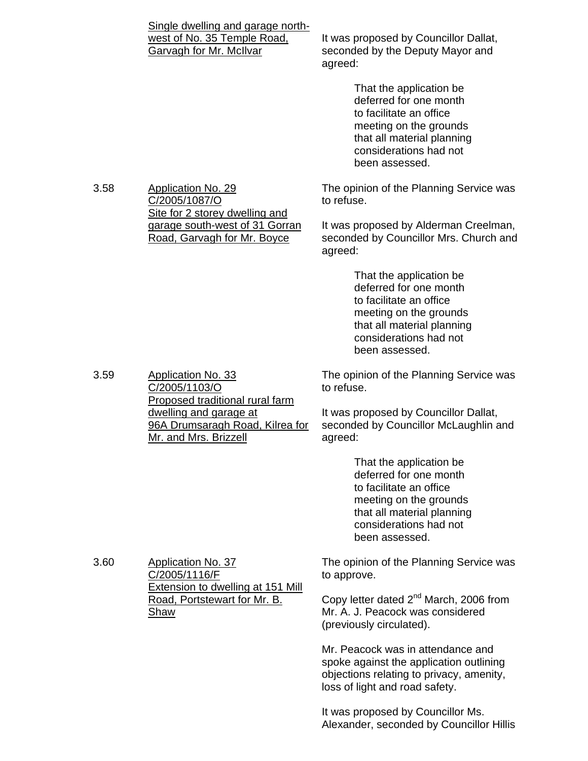Single dwelling and garage north-west of No. 35 Temple Road, Garvagh for Mr. McIlvar

It was proposed by Councillor Dallat, seconded by the Deputy Mayor and agreed:

> That the application be deferred for one month to facilitate an office meeting on the grounds that all material planning considerations had not been assessed.

3.58 Application No. 29 C/2005/1087/O
Site for 2 storey dwelling and garage south-west of 31 Gorran Road, Garvagh for Mr. Boyce

The opinion of the Planning Service was to refuse.

It was proposed by Alderman Creelman, seconded by Councillor Mrs. Church and agreed:

> That the application be deferred for one month to facilitate an office meeting on the grounds that all material planning considerations had not been assessed.

3.59 Application No. 33 C/2005/1103/O
Proposed traditional rural farm dwelling and garage at 96A Drumsaragh Road, Kilrea for Mr. and Mrs. Brizzell

The opinion of the Planning Service was to refuse.

It was proposed by Councillor Dallat, seconded by Councillor McLaughlin and agreed:

> That the application be deferred for one month to facilitate an office meeting on the grounds that all material planning considerations had not been assessed.

3.60 Application No. 37 C/2005/1116/F
Extension to dwelling at 151 Mill Road, Portstewart for Mr. B. Shaw

The opinion of the Planning Service was to approve.

Copy letter dated 2nd March, 2006 from Mr. A. J. Peacock was considered (previously circulated).

Mr. Peacock was in attendance and spoke against the application outlining objections relating to privacy, amenity, loss of light and road safety.

It was proposed by Councillor Ms. Alexander, seconded by Councillor Hillis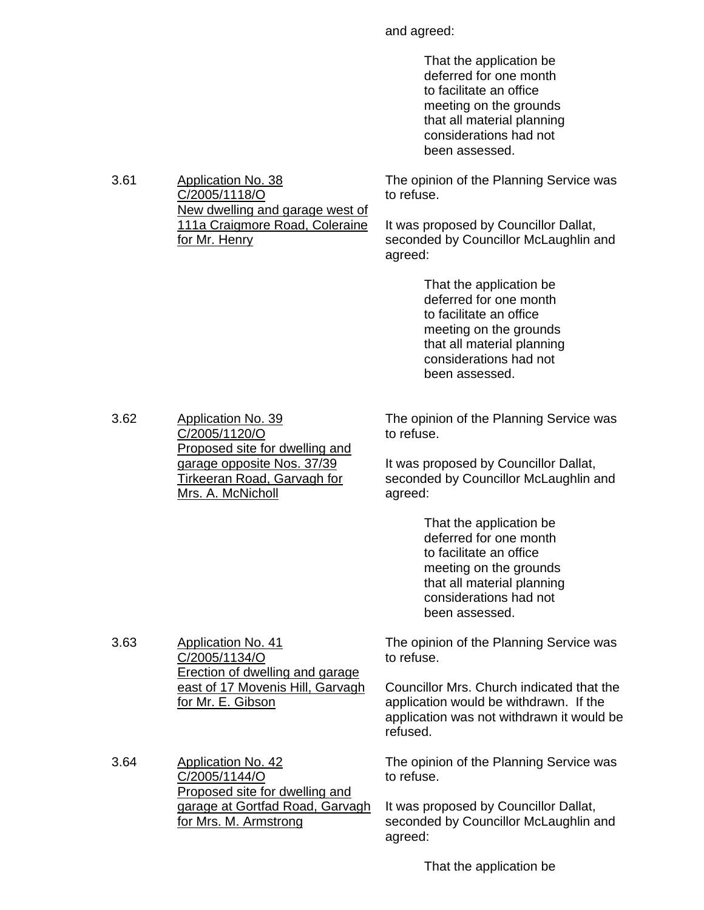and agreed:

> That the application be deferred for one month to facilitate an office meeting on the grounds that all material planning considerations had not been assessed.

3.61 Application No. 38 C/2005/1118/O New dwelling and garage west of 111a Craigmore Road, Coleraine for Mr. Henry

The opinion of the Planning Service was to refuse.

It was proposed by Councillor Dallat, seconded by Councillor McLaughlin and agreed:

> That the application be deferred for one month to facilitate an office meeting on the grounds that all material planning considerations had not been assessed.

3.62 Application No. 39 C/2005/1120/O Proposed site for dwelling and garage opposite Nos. 37/39 Tirkeeran Road, Garvagh for Mrs. A. McNicholl

The opinion of the Planning Service was to refuse.

It was proposed by Councillor Dallat, seconded by Councillor McLaughlin and agreed:

> That the application be deferred for one month to facilitate an office meeting on the grounds that all material planning considerations had not been assessed.

3.63 Application No. 41 C/2005/1134/O Erection of dwelling and garage east of 17 Movenis Hill, Garvagh for Mr. E. Gibson

The opinion of the Planning Service was to refuse.

Councillor Mrs. Church indicated that the application would be withdrawn. If the application was not withdrawn it would be refused.

3.64 Application No. 42 C/2005/1144/O Proposed site for dwelling and garage at Gortfad Road, Garvagh for Mrs. M. Armstrong

The opinion of the Planning Service was to refuse.

It was proposed by Councillor Dallat, seconded by Councillor McLaughlin and agreed:

> That the application be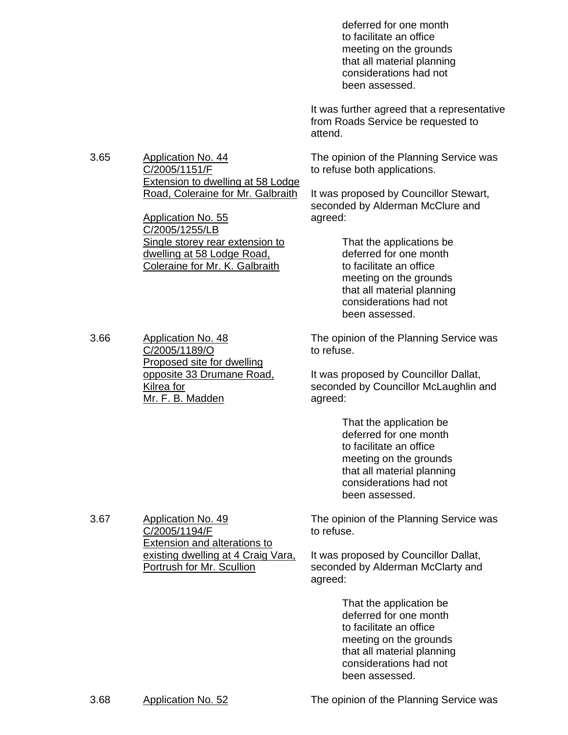deferred for one month to facilitate an office meeting on the grounds that all material planning considerations had not been assessed.

It was further agreed that a representative from Roads Service be requested to attend.

3.65 Application No. 44
C/2005/1151/F
Extension to dwelling at 58 Lodge Road, Coleraine for Mr. Galbraith

Application No. 55
C/2005/1255/LB
Single storey rear extension to dwelling at 58 Lodge Road, Coleraine for Mr. K. Galbraith

The opinion of the Planning Service was to refuse both applications.

It was proposed by Councillor Stewart, seconded by Alderman McClure and agreed:

> That the applications be deferred for one month to facilitate an office meeting on the grounds that all material planning considerations had not been assessed.

3.66 Application No. 48
C/2005/1189/O
Proposed site for dwelling opposite 33 Drumane Road, Kilrea for Mr. F. B. Madden

The opinion of the Planning Service was to refuse.

It was proposed by Councillor Dallat, seconded by Councillor McLaughlin and agreed:

> That the application be deferred for one month to facilitate an office meeting on the grounds that all material planning considerations had not been assessed.

3.67 Application No. 49
C/2005/1194/F
Extension and alterations to existing dwelling at 4 Craig Vara, Portrush for Mr. Scullion

The opinion of the Planning Service was to refuse.

It was proposed by Councillor Dallat, seconded by Alderman McClarty and agreed:

> That the application be deferred for one month to facilitate an office meeting on the grounds that all material planning considerations had not been assessed.

3.68 Application No. 52

The opinion of the Planning Service was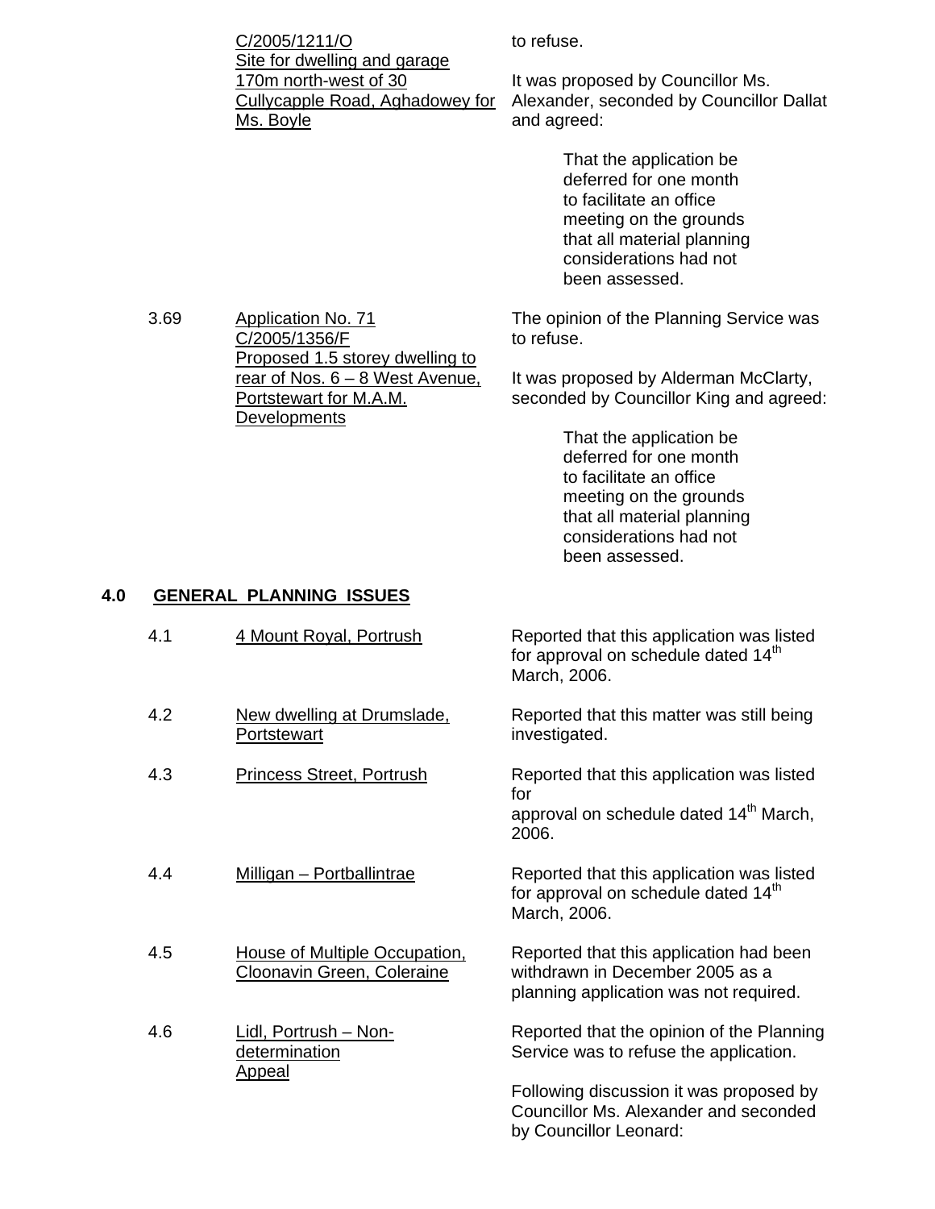| | C/2005/1211/O<br>Site for dwelling and garage 170m north-west of 30 Cullycapple Road, Aghadowey for Ms. Boyle | to refuse.<br><br>It was proposed by Councillor Ms. Alexander, seconded by Councillor Dallat and agreed:<br><br>That the application be deferred for one month to facilitate an office meeting on the grounds that all material planning considerations had not been assessed. |
|---|---|---|
| 3.69 | Application No. 71<br>C/2005/1356/F<br>Proposed 1.5 storey dwelling to rear of Nos. 6 – 8 West Avenue, Portstewart for M.A.M. Developments | The opinion of the Planning Service was to refuse.<br><br>It was proposed by Alderman McClarty, seconded by Councillor King and agreed:<br><br>That the application be deferred for one month to facilitate an office meeting on the grounds that all material planning considerations had not been assessed. |

## 4.0 GENERAL PLANNING ISSUES

| | | |
|---|---|---|
| 4.1 | 4 Mount Royal, Portrush | Reported that this application was listed for approval on schedule dated 14th March, 2006. |
| 4.2 | New dwelling at Drumslade, Portstewart | Reported that this matter was still being investigated. |
| 4.3 | Princess Street, Portrush | Reported that this application was listed for approval on schedule dated 14th March, 2006. |
| 4.4 | Milligan – Portballintrae | Reported that this application was listed for approval on schedule dated 14th March, 2006. |
| 4.5 | House of Multiple Occupation, Cloonavin Green, Coleraine | Reported that this application had been withdrawn in December 2005 as a planning application was not required. |
| 4.6 | Lidl, Portrush – Non-determination Appeal | Reported that the opinion of the Planning Service was to refuse the application.<br><br>Following discussion it was proposed by Councillor Ms. Alexander and seconded by Councillor Leonard: |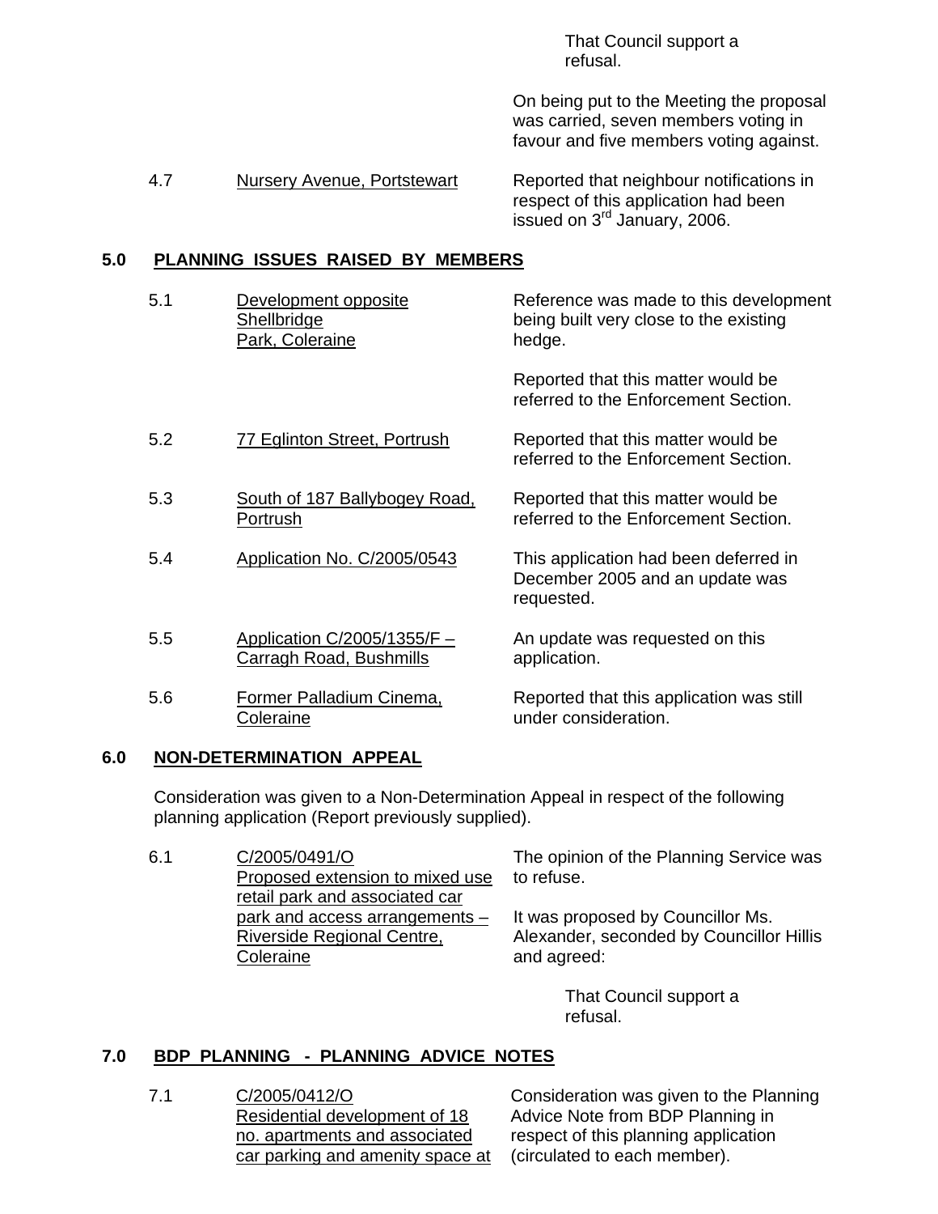That Council support a refusal.

On being put to the Meeting the proposal was carried, seven members voting in favour and five members voting against.

| | | |
|---|---|---|
| 4.7 | Nursery Avenue, Portstewart | Reported that neighbour notifications in respect of this application had been issued on 3rd January, 2006. |

## 5.0 PLANNING ISSUES RAISED BY MEMBERS

| | | |
|---|---|---|
| 5.1 | Development opposite Shellbridge Park, Coleraine | Reference was made to this development being built very close to the existing hedge. <br><br> Reported that this matter would be referred to the Enforcement Section. |
| 5.2 | 77 Eglinton Street, Portrush | Reported that this matter would be referred to the Enforcement Section. |
| 5.3 | South of 187 Ballybogey Road, Portrush | Reported that this matter would be referred to the Enforcement Section. |
| 5.4 | Application No. C/2005/0543 | This application had been deferred in December 2005 and an update was requested. |
| 5.5 | Application C/2005/1355/F – Carragh Road, Bushmills | An update was requested on this application. |
| 5.6 | Former Palladium Cinema, Coleraine | Reported that this application was still under consideration. |

## 6.0 NON-DETERMINATION APPEAL

Consideration was given to a Non-Determination Appeal in respect of the following planning application (Report previously supplied).

| | | |
|---|---|---|
| 6.1 | C/2005/0491/O Proposed extension to mixed use retail park and associated car park and access arrangements – Riverside Regional Centre, Coleraine | The opinion of the Planning Service was to refuse. <br><br> It was proposed by Councillor Ms. Alexander, seconded by Councillor Hillis and agreed: <br><br> That Council support a refusal. |

## 7.0 BDP PLANNING - PLANNING ADVICE NOTES

| | | |
|---|---|---|
| 7.1 | C/2005/0412/O Residential development of 18 no. apartments and associated car parking and amenity space at | Consideration was given to the Planning Advice Note from BDP Planning in respect of this planning application (circulated to each member). |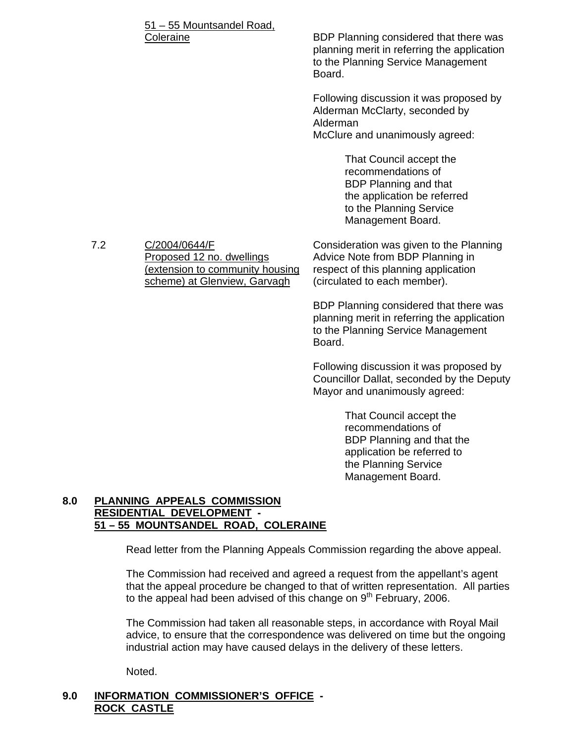51 – 55 Mountsandel Road, Coleraine

BDP Planning considered that there was planning merit in referring the application to the Planning Service Management Board.

Following discussion it was proposed by Alderman McClarty, seconded by Alderman McClure and unanimously agreed:

> That Council accept the recommendations of BDP Planning and that the application be referred to the Planning Service Management Board.

7.2 C/2004/0644/F Proposed 12 no. dwellings (extension to community housing scheme) at Glenview, Garvagh

Consideration was given to the Planning Advice Note from BDP Planning in respect of this planning application (circulated to each member).

BDP Planning considered that there was planning merit in referring the application to the Planning Service Management Board.

Following discussion it was proposed by Councillor Dallat, seconded by the Deputy Mayor and unanimously agreed:

> That Council accept the recommendations of BDP Planning and that the application be referred to the Planning Service Management Board.

## 8.0 PLANNING APPEALS COMMISSION RESIDENTIAL DEVELOPMENT - 51 – 55 MOUNTSANDEL ROAD, COLERAINE

Read letter from the Planning Appeals Commission regarding the above appeal.

The Commission had received and agreed a request from the appellant's agent that the appeal procedure be changed to that of written representation. All parties to the appeal had been advised of this change on 9th February, 2006.

The Commission had taken all reasonable steps, in accordance with Royal Mail advice, to ensure that the correspondence was delivered on time but the ongoing industrial action may have caused delays in the delivery of these letters.

Noted.

## 9.0 INFORMATION COMMISSIONER'S OFFICE - ROCK CASTLE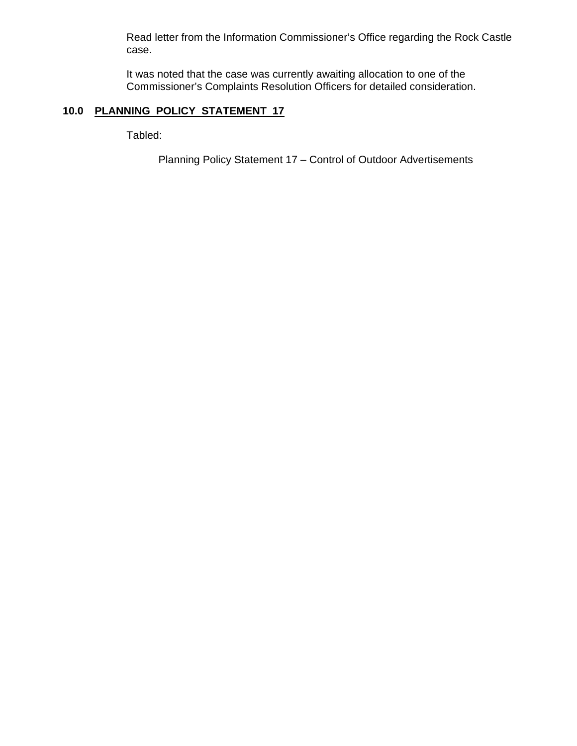Read letter from the Information Commissioner's Office regarding the Rock Castle case.

It was noted that the case was currently awaiting allocation to one of the Commissioner's Complaints Resolution Officers for detailed consideration.

## 10.0 PLANNING POLICY STATEMENT 17

Tabled:

Planning Policy Statement 17 – Control of Outdoor Advertisements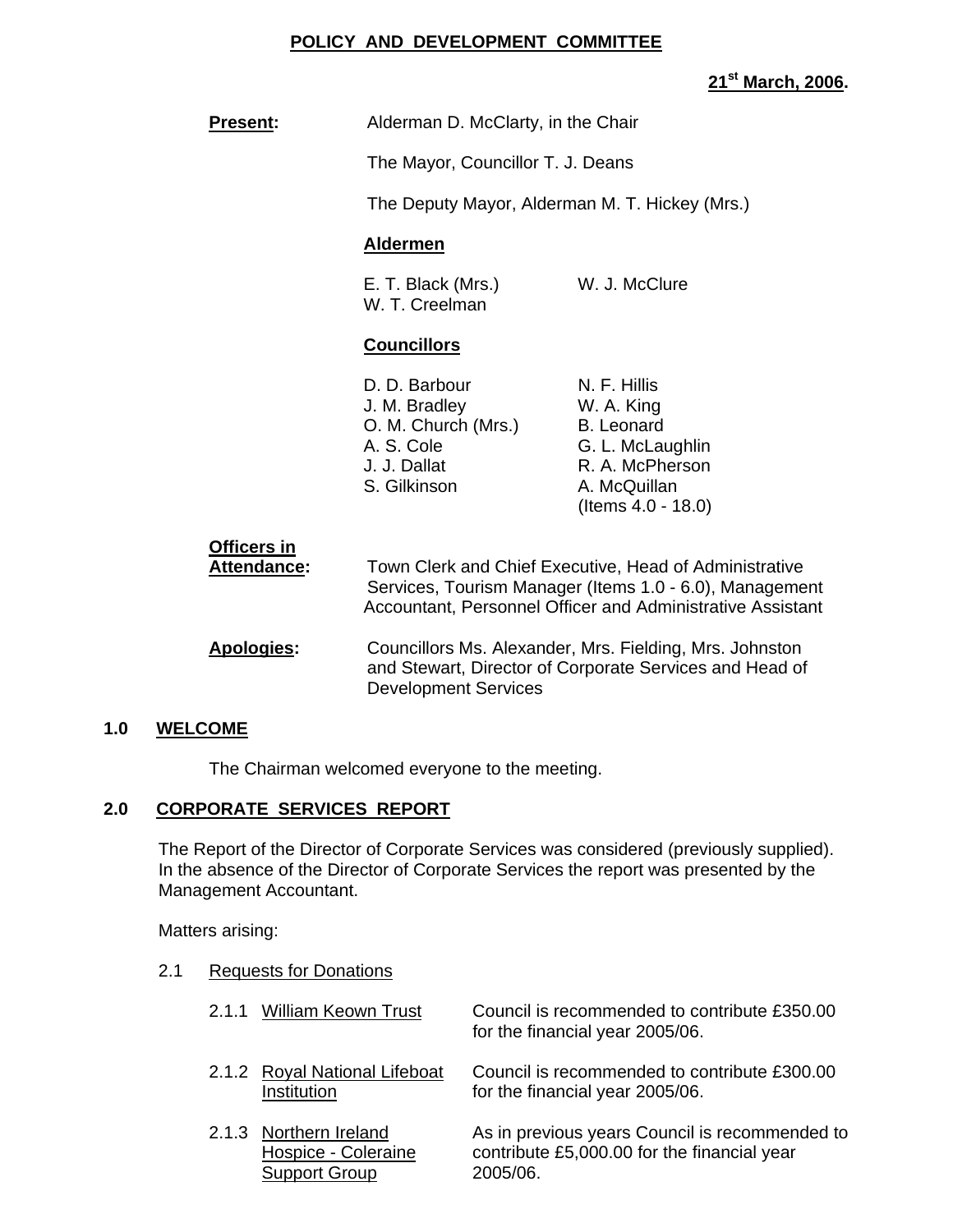**POLICY AND DEVELOPMENT COMMITTEE**

**21st March, 2006.**

**Present:** Alderman D. McClarty, in the Chair

The Mayor, Councillor T. J. Deans

The Deputy Mayor, Alderman M. T. Hickey (Mrs.)

**Aldermen**

E. T. Black (Mrs.)
W. T. Creelman
W. J. McClure

**Councillors**

D. D. Barbour
J. M. Bradley
O. M. Church (Mrs.)
A. S. Cole
J. J. Dallat
S. Gilkinson
N. F. Hillis
W. A. King
B. Leonard
G. L. McLaughlin
R. A. McPherson
A. McQuillan (Items 4.0 - 18.0)

**Officers in Attendance:** Town Clerk and Chief Executive, Head of Administrative Services, Tourism Manager (Items 1.0 - 6.0), Management Accountant, Personnel Officer and Administrative Assistant

**Apologies:** Councillors Ms. Alexander, Mrs. Fielding, Mrs. Johnston and Stewart, Director of Corporate Services and Head of Development Services

## 1.0 WELCOME

The Chairman welcomed everyone to the meeting.

## 2.0 CORPORATE SERVICES REPORT

The Report of the Director of Corporate Services was considered (previously supplied). In the absence of the Director of Corporate Services the report was presented by the Management Accountant.

Matters arising:

2.1 Requests for Donations

2.1.1 William Keown Trust — Council is recommended to contribute £350.00 for the financial year 2005/06.

2.1.2 Royal National Lifeboat Institution — Council is recommended to contribute £300.00 for the financial year 2005/06.

2.1.3 Northern Ireland Hospice - Coleraine Support Group — As in previous years Council is recommended to contribute £5,000.00 for the financial year 2005/06.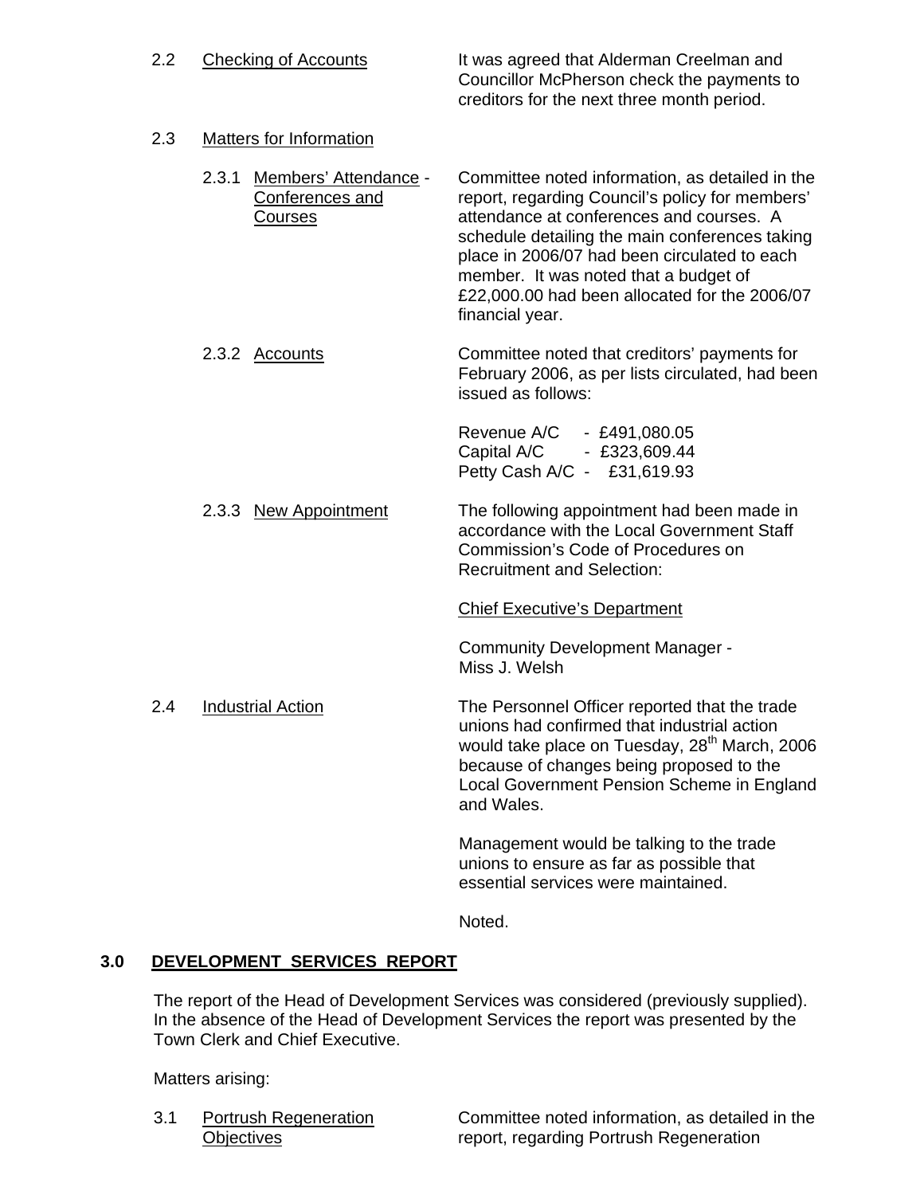2.2 Checking of Accounts

It was agreed that Alderman Creelman and Councillor McPherson check the payments to creditors for the next three month period.

2.3 Matters for Information

2.3.1 Members' Attendance - Conferences and Courses

Committee noted information, as detailed in the report, regarding Council's policy for members' attendance at conferences and courses. A schedule detailing the main conferences taking place in 2006/07 had been circulated to each member. It was noted that a budget of £22,000.00 had been allocated for the 2006/07 financial year.

2.3.2 Accounts

Committee noted that creditors' payments for February 2006, as per lists circulated, had been issued as follows:

Revenue A/C - £491,080.05
Capital A/C - £323,609.44
Petty Cash A/C - £31,619.93

2.3.3 New Appointment

The following appointment had been made in accordance with the Local Government Staff Commission's Code of Procedures on Recruitment and Selection:

Chief Executive's Department

Community Development Manager - Miss J. Welsh

2.4 Industrial Action

The Personnel Officer reported that the trade unions had confirmed that industrial action would take place on Tuesday, 28th March, 2006 because of changes being proposed to the Local Government Pension Scheme in England and Wales.

Management would be talking to the trade unions to ensure as far as possible that essential services were maintained.

Noted.

## 3.0 DEVELOPMENT SERVICES REPORT

The report of the Head of Development Services was considered (previously supplied). In the absence of the Head of Development Services the report was presented by the Town Clerk and Chief Executive.

Matters arising:

3.1 Portrush Regeneration Objectives

Committee noted information, as detailed in the report, regarding Portrush Regeneration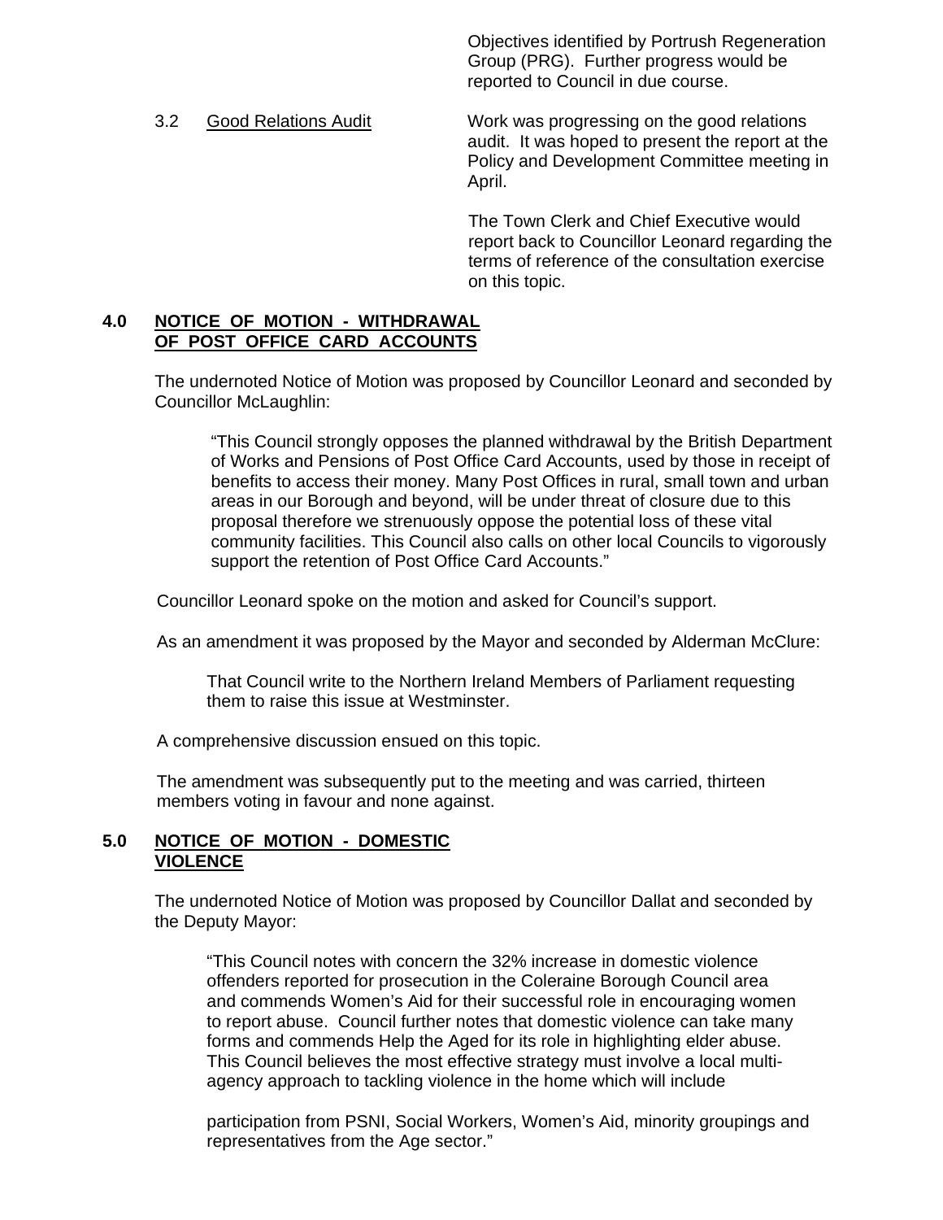Objectives identified by Portrush Regeneration Group (PRG). Further progress would be reported to Council in due course.

3.2 Good Relations Audit

Work was progressing on the good relations audit. It was hoped to present the report at the Policy and Development Committee meeting in April.

The Town Clerk and Chief Executive would report back to Councillor Leonard regarding the terms of reference of the consultation exercise on this topic.

## 4.0 NOTICE OF MOTION - WITHDRAWAL OF POST OFFICE CARD ACCOUNTS

The undernoted Notice of Motion was proposed by Councillor Leonard and seconded by Councillor McLaughlin:

> "This Council strongly opposes the planned withdrawal by the British Department of Works and Pensions of Post Office Card Accounts, used by those in receipt of benefits to access their money. Many Post Offices in rural, small town and urban areas in our Borough and beyond, will be under threat of closure due to this proposal therefore we strenuously oppose the potential loss of these vital community facilities. This Council also calls on other local Councils to vigorously support the retention of Post Office Card Accounts."

Councillor Leonard spoke on the motion and asked for Council's support.

As an amendment it was proposed by the Mayor and seconded by Alderman McClure:

> That Council write to the Northern Ireland Members of Parliament requesting them to raise this issue at Westminster.

A comprehensive discussion ensued on this topic.

The amendment was subsequently put to the meeting and was carried, thirteen members voting in favour and none against.

## 5.0 NOTICE OF MOTION - DOMESTIC VIOLENCE

The undernoted Notice of Motion was proposed by Councillor Dallat and seconded by the Deputy Mayor:

> "This Council notes with concern the 32% increase in domestic violence offenders reported for prosecution in the Coleraine Borough Council area and commends Women's Aid for their successful role in encouraging women to report abuse. Council further notes that domestic violence can take many forms and commends Help the Aged for its role in highlighting elder abuse. This Council believes the most effective strategy must involve a local multi-agency approach to tackling violence in the home which will include
>
> participation from PSNI, Social Workers, Women's Aid, minority groupings and representatives from the Age sector."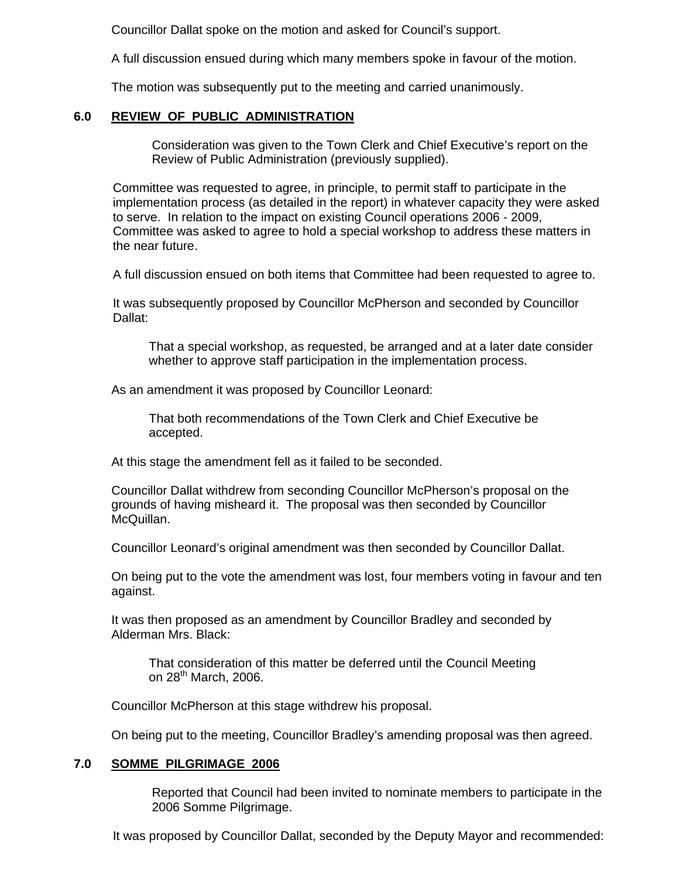Councillor Dallat spoke on the motion and asked for Council's support.

A full discussion ensued during which many members spoke in favour of the motion.

The motion was subsequently put to the meeting and carried unanimously.

## 6.0 REVIEW OF PUBLIC ADMINISTRATION

Consideration was given to the Town Clerk and Chief Executive's report on the Review of Public Administration (previously supplied).

Committee was requested to agree, in principle, to permit staff to participate in the implementation process (as detailed in the report) in whatever capacity they were asked to serve. In relation to the impact on existing Council operations 2006 - 2009, Committee was asked to agree to hold a special workshop to address these matters in the near future.

A full discussion ensued on both items that Committee had been requested to agree to.

It was subsequently proposed by Councillor McPherson and seconded by Councillor Dallat:

> That a special workshop, as requested, be arranged and at a later date consider whether to approve staff participation in the implementation process.

As an amendment it was proposed by Councillor Leonard:

> That both recommendations of the Town Clerk and Chief Executive be accepted.

At this stage the amendment fell as it failed to be seconded.

Councillor Dallat withdrew from seconding Councillor McPherson's proposal on the grounds of having misheard it. The proposal was then seconded by Councillor McQuillan.

Councillor Leonard's original amendment was then seconded by Councillor Dallat.

On being put to the vote the amendment was lost, four members voting in favour and ten against.

It was then proposed as an amendment by Councillor Bradley and seconded by Alderman Mrs. Black:

> That consideration of this matter be deferred until the Council Meeting on 28th March, 2006.

Councillor McPherson at this stage withdrew his proposal.

On being put to the meeting, Councillor Bradley's amending proposal was then agreed.

## 7.0 SOMME PILGRIMAGE 2006

Reported that Council had been invited to nominate members to participate in the 2006 Somme Pilgrimage.

It was proposed by Councillor Dallat, seconded by the Deputy Mayor and recommended: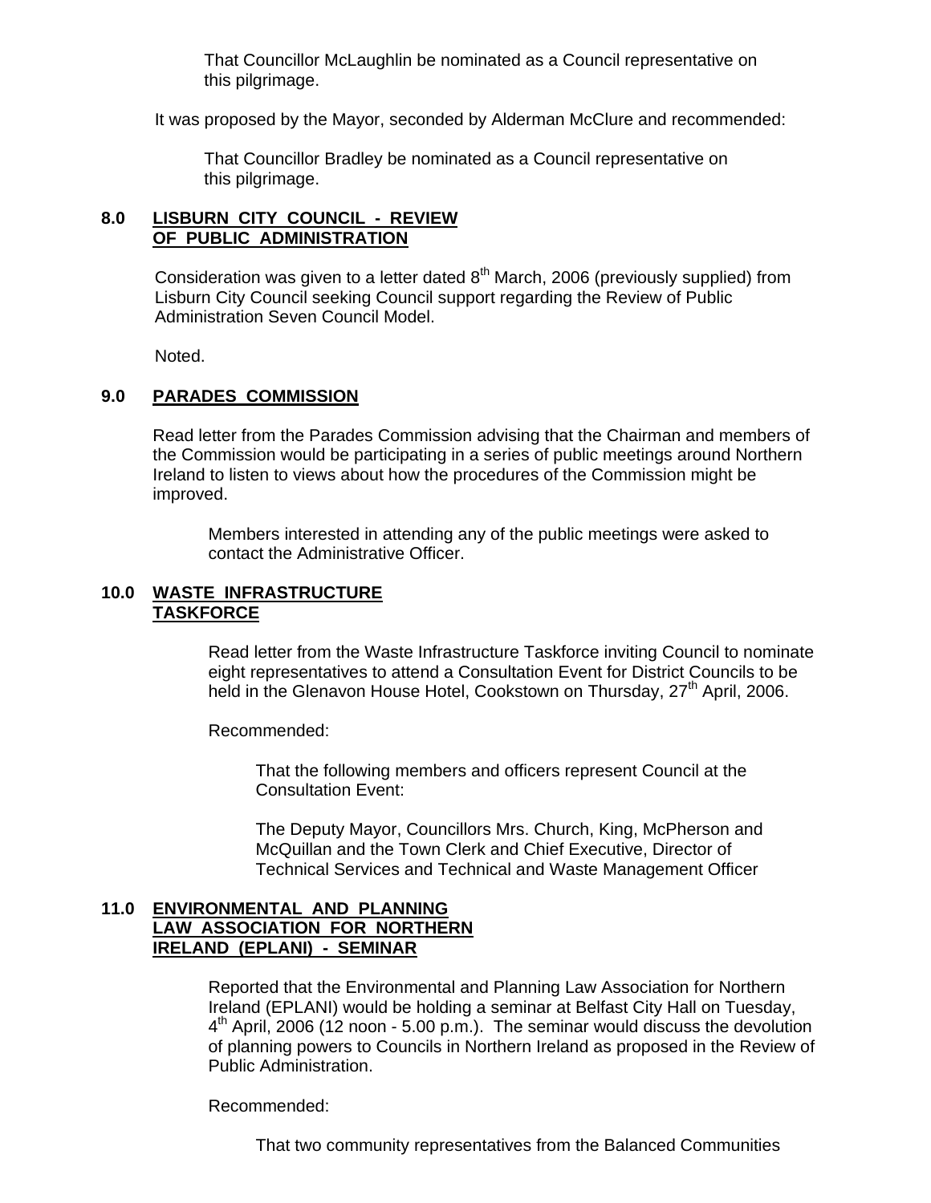That Councillor McLaughlin be nominated as a Council representative on this pilgrimage.

It was proposed by the Mayor, seconded by Alderman McClure and recommended:

That Councillor Bradley be nominated as a Council representative on this pilgrimage.

## 8.0 LISBURN CITY COUNCIL - REVIEW OF PUBLIC ADMINISTRATION

Consideration was given to a letter dated 8th March, 2006 (previously supplied) from Lisburn City Council seeking Council support regarding the Review of Public Administration Seven Council Model.

Noted.

## 9.0 PARADES COMMISSION

Read letter from the Parades Commission advising that the Chairman and members of the Commission would be participating in a series of public meetings around Northern Ireland to listen to views about how the procedures of the Commission might be improved.

Members interested in attending any of the public meetings were asked to contact the Administrative Officer.

## 10.0 WASTE INFRASTRUCTURE TASKFORCE

Read letter from the Waste Infrastructure Taskforce inviting Council to nominate eight representatives to attend a Consultation Event for District Councils to be held in the Glenavon House Hotel, Cookstown on Thursday, 27th April, 2006.

Recommended:

That the following members and officers represent Council at the Consultation Event:

The Deputy Mayor, Councillors Mrs. Church, King, McPherson and McQuillan and the Town Clerk and Chief Executive, Director of Technical Services and Technical and Waste Management Officer

## 11.0 ENVIRONMENTAL AND PLANNING LAW ASSOCIATION FOR NORTHERN IRELAND (EPLANI) - SEMINAR

Reported that the Environmental and Planning Law Association for Northern Ireland (EPLANI) would be holding a seminar at Belfast City Hall on Tuesday, 4th April, 2006 (12 noon - 5.00 p.m.). The seminar would discuss the devolution of planning powers to Councils in Northern Ireland as proposed in the Review of Public Administration.

Recommended:

That two community representatives from the Balanced Communities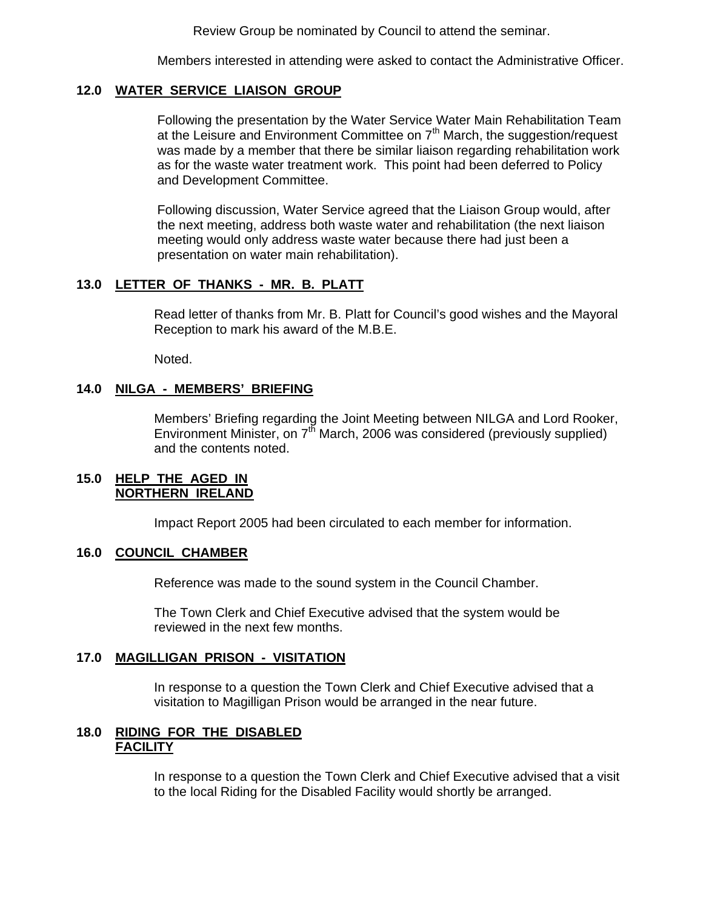Review Group be nominated by Council to attend the seminar.

Members interested in attending were asked to contact the Administrative Officer.

## 12.0 WATER SERVICE LIAISON GROUP

Following the presentation by the Water Service Water Main Rehabilitation Team at the Leisure and Environment Committee on 7th March, the suggestion/request was made by a member that there be similar liaison regarding rehabilitation work as for the waste water treatment work. This point had been deferred to Policy and Development Committee.

Following discussion, Water Service agreed that the Liaison Group would, after the next meeting, address both waste water and rehabilitation (the next liaison meeting would only address waste water because there had just been a presentation on water main rehabilitation).

## 13.0 LETTER OF THANKS - MR. B. PLATT

Read letter of thanks from Mr. B. Platt for Council's good wishes and the Mayoral Reception to mark his award of the M.B.E.

Noted.

## 14.0 NILGA - MEMBERS' BRIEFING

Members' Briefing regarding the Joint Meeting between NILGA and Lord Rooker, Environment Minister, on 7th March, 2006 was considered (previously supplied) and the contents noted.

## 15.0 HELP THE AGED IN NORTHERN IRELAND

Impact Report 2005 had been circulated to each member for information.

## 16.0 COUNCIL CHAMBER

Reference was made to the sound system in the Council Chamber.

The Town Clerk and Chief Executive advised that the system would be reviewed in the next few months.

## 17.0 MAGILLIGAN PRISON - VISITATION

In response to a question the Town Clerk and Chief Executive advised that a visitation to Magilligan Prison would be arranged in the near future.

## 18.0 RIDING FOR THE DISABLED FACILITY

In response to a question the Town Clerk and Chief Executive advised that a visit to the local Riding for the Disabled Facility would shortly be arranged.